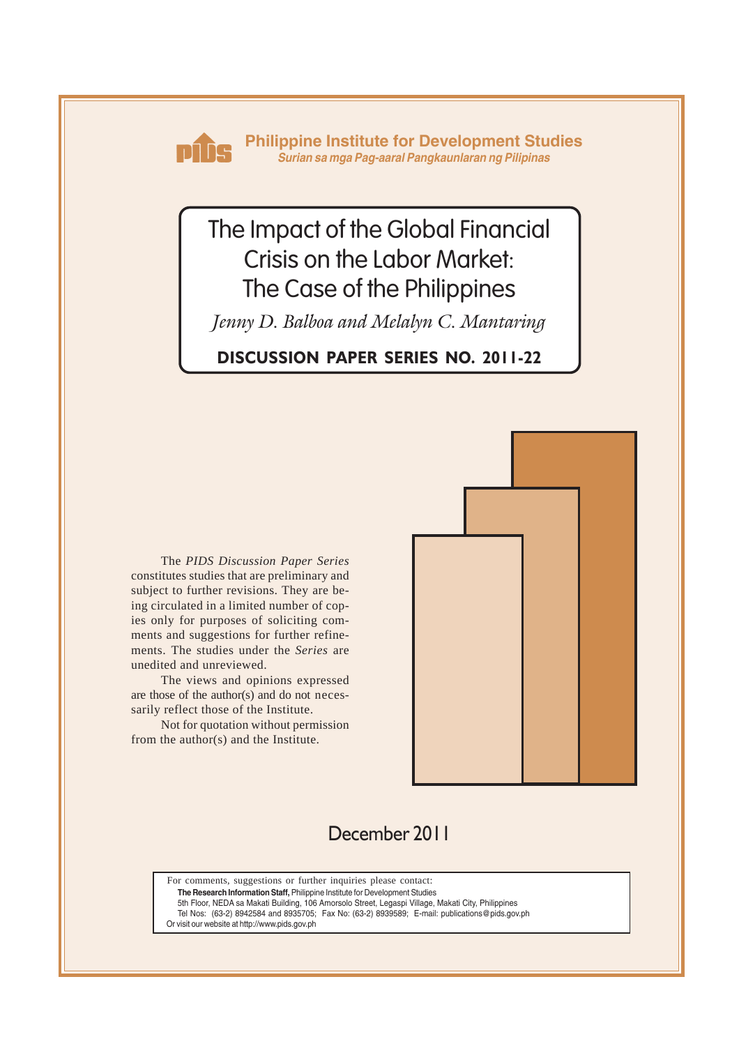**Philippine Institute for Development Studies**
*Surian sa mga Pag-aaral Pangkaunlaran ng Pilipinas*

# The Impact of the Global Financial Crisis on the Labor Market: The Case of the Philippines

*Jenny D. Balboa and Melalyn C. Mantaring*

**DISCUSSION PAPER SERIES NO. 2011-22**

The *PIDS Discussion Paper Series* constitutes studies that are preliminary and subject to further revisions. They are being circulated in a limited number of copies only for purposes of soliciting comments and suggestions for further refinements. The studies under the *Series* are unedited and unreviewed.

The views and opinions expressed are those of the author(s) and do not necessarily reflect those of the Institute.

Not for quotation without permission from the author(s) and the Institute.

December 2011

For comments, suggestions or further inquiries please contact:
**The Research Information Staff,** Philippine Institute for Development Studies
5th Floor, NEDA sa Makati Building, 106 Amorsolo Street, Legaspi Village, Makati City, Philippines
Tel Nos: (63-2) 8942584 and 8935705; Fax No: (63-2) 8939589; E-mail: publications@pids.gov.ph
Or visit our website at http://www.pids.gov.ph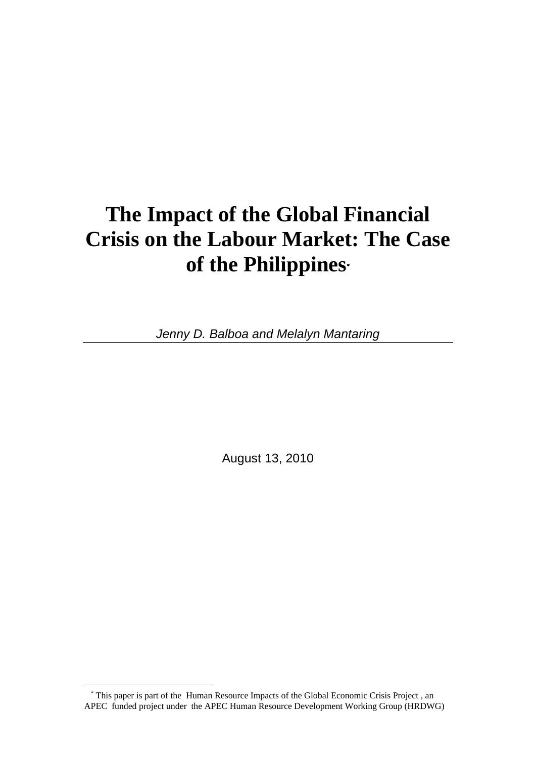# The Impact of the Global Financial Crisis on the Labour Market: The Case of the Philippines*

*Jenny D. Balboa and Melalyn Mantaring*

August 13, 2010

* This paper is part of the Human Resource Impacts of the Global Economic Crisis Project , an APEC funded project under the APEC Human Resource Development Working Group (HRDWG)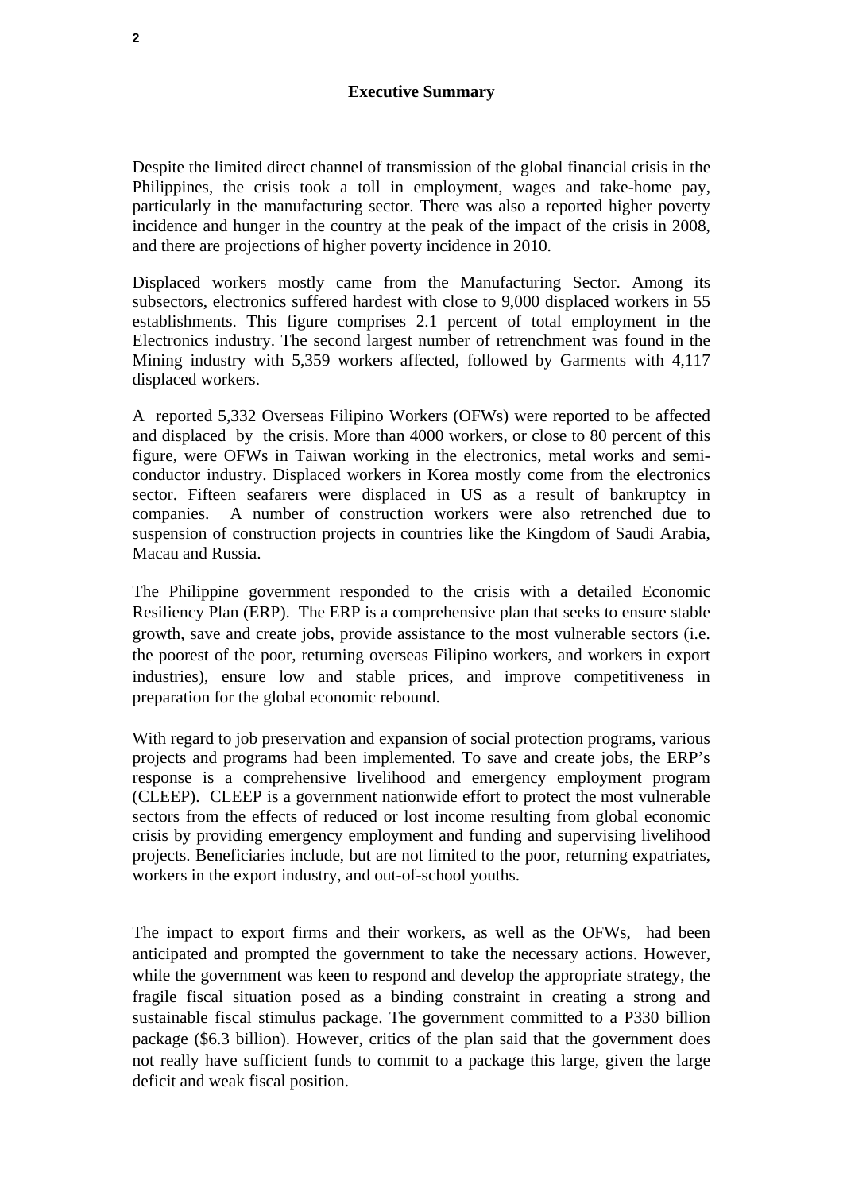## Executive Summary

Despite the limited direct channel of transmission of the global financial crisis in the Philippines, the crisis took a toll in employment, wages and take-home pay, particularly in the manufacturing sector. There was also a reported higher poverty incidence and hunger in the country at the peak of the impact of the crisis in 2008, and there are projections of higher poverty incidence in 2010.

Displaced workers mostly came from the Manufacturing Sector. Among its subsectors, electronics suffered hardest with close to 9,000 displaced workers in 55 establishments. This figure comprises 2.1 percent of total employment in the Electronics industry. The second largest number of retrenchment was found in the Mining industry with 5,359 workers affected, followed by Garments with 4,117 displaced workers.

A reported 5,332 Overseas Filipino Workers (OFWs) were reported to be affected and displaced by the crisis. More than 4000 workers, or close to 80 percent of this figure, were OFWs in Taiwan working in the electronics, metal works and semi-conductor industry. Displaced workers in Korea mostly come from the electronics sector. Fifteen seafarers were displaced in US as a result of bankruptcy in companies. A number of construction workers were also retrenched due to suspension of construction projects in countries like the Kingdom of Saudi Arabia, Macau and Russia.

The Philippine government responded to the crisis with a detailed Economic Resiliency Plan (ERP). The ERP is a comprehensive plan that seeks to ensure stable growth, save and create jobs, provide assistance to the most vulnerable sectors (i.e. the poorest of the poor, returning overseas Filipino workers, and workers in export industries), ensure low and stable prices, and improve competitiveness in preparation for the global economic rebound.

With regard to job preservation and expansion of social protection programs, various projects and programs had been implemented. To save and create jobs, the ERP's response is a comprehensive livelihood and emergency employment program (CLEEP). CLEEP is a government nationwide effort to protect the most vulnerable sectors from the effects of reduced or lost income resulting from global economic crisis by providing emergency employment and funding and supervising livelihood projects. Beneficiaries include, but are not limited to the poor, returning expatriates, workers in the export industry, and out-of-school youths.

The impact to export firms and their workers, as well as the OFWs, had been anticipated and prompted the government to take the necessary actions. However, while the government was keen to respond and develop the appropriate strategy, the fragile fiscal situation posed as a binding constraint in creating a strong and sustainable fiscal stimulus package. The government committed to a P330 billion package ($6.3 billion). However, critics of the plan said that the government does not really have sufficient funds to commit to a package this large, given the large deficit and weak fiscal position.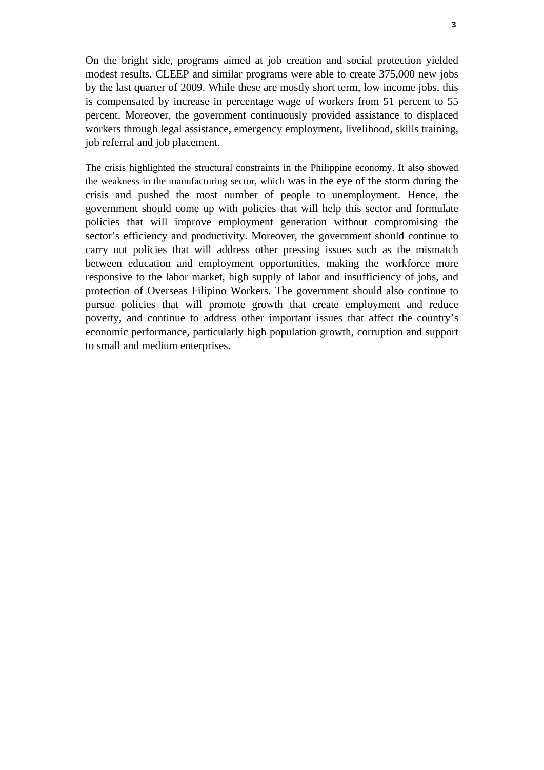On the bright side, programs aimed at job creation and social protection yielded modest results. CLEEP and similar programs were able to create 375,000 new jobs by the last quarter of 2009. While these are mostly short term, low income jobs, this is compensated by increase in percentage wage of workers from 51 percent to 55 percent. Moreover, the government continuously provided assistance to displaced workers through legal assistance, emergency employment, livelihood, skills training, job referral and job placement.

The crisis highlighted the structural constraints in the Philippine economy. It also showed the weakness in the manufacturing sector, which was in the eye of the storm during the crisis and pushed the most number of people to unemployment. Hence, the government should come up with policies that will help this sector and formulate policies that will improve employment generation without compromising the sector's efficiency and productivity. Moreover, the government should continue to carry out policies that will address other pressing issues such as the mismatch between education and employment opportunities, making the workforce more responsive to the labor market, high supply of labor and insufficiency of jobs, and protection of Overseas Filipino Workers. The government should also continue to pursue policies that will promote growth that create employment and reduce poverty, and continue to address other important issues that affect the country's economic performance, particularly high population growth, corruption and support to small and medium enterprises.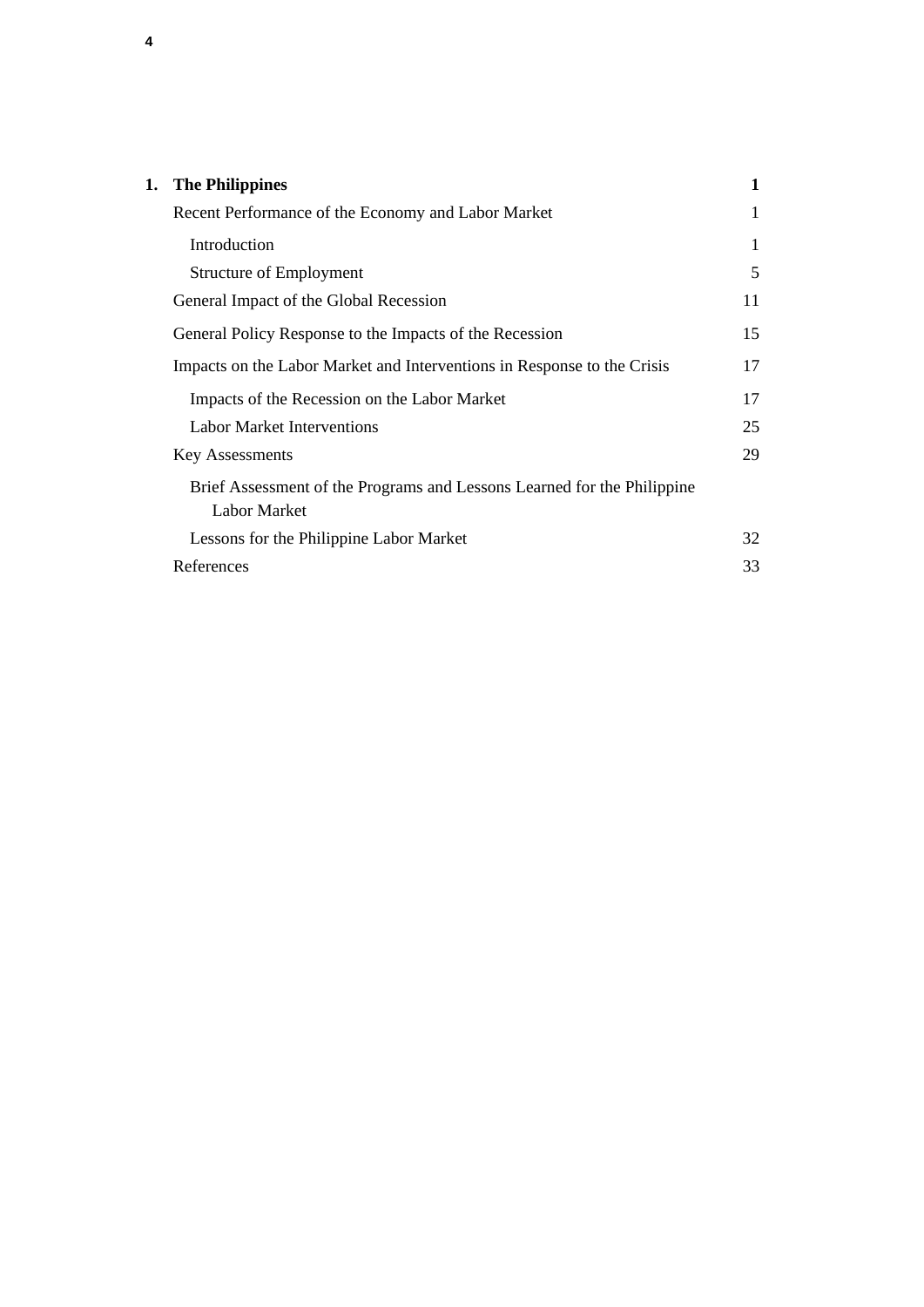| | | |
|---|---|---|
| **1.** | **The Philippines** | **1** |
| | Recent Performance of the Economy and Labor Market | 1 |
| | Introduction | 1 |
| | Structure of Employment | 5 |
| | General Impact of the Global Recession | 11 |
| | General Policy Response to the Impacts of the Recession | 15 |
| | Impacts on the Labor Market and Interventions in Response to the Crisis | 17 |
| | Impacts of the Recession on the Labor Market | 17 |
| | Labor Market Interventions | 25 |
| | Key Assessments | 29 |
| | Brief Assessment of the Programs and Lessons Learned for the Philippine Labor Market | |
| | Lessons for the Philippine Labor Market | 32 |
| | References | 33 |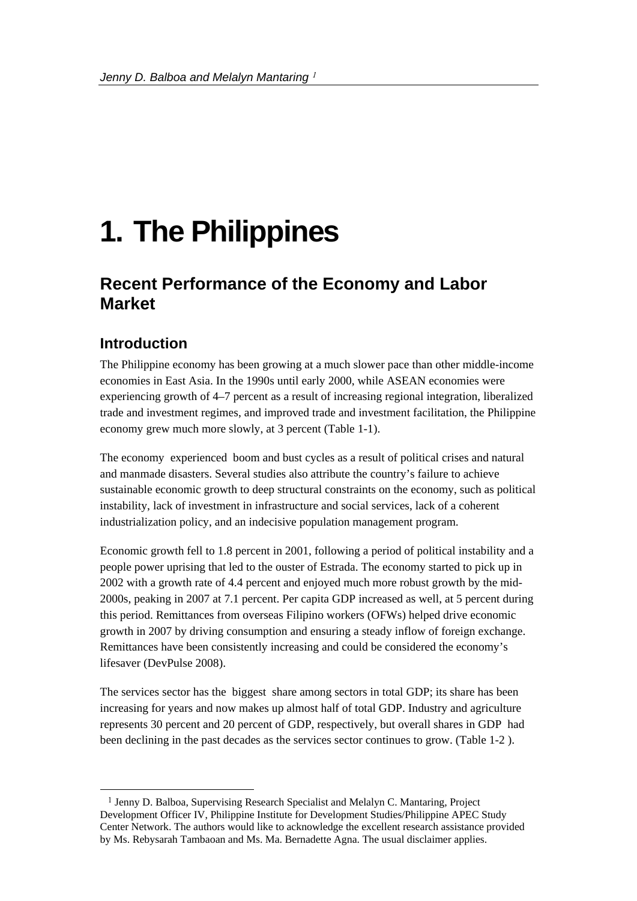Jenny D. Balboa and Melalyn Mantaring [1]

# 1. The Philippines

## Recent Performance of the Economy and Labor Market

### Introduction

The Philippine economy has been growing at a much slower pace than other middle-income economies in East Asia. In the 1990s until early 2000, while ASEAN economies were experiencing growth of 4–7 percent as a result of increasing regional integration, liberalized trade and investment regimes, and improved trade and investment facilitation, the Philippine economy grew much more slowly, at 3 percent (Table 1-1).

The economy experienced boom and bust cycles as a result of political crises and natural and manmade disasters. Several studies also attribute the country's failure to achieve sustainable economic growth to deep structural constraints on the economy, such as political instability, lack of investment in infrastructure and social services, lack of a coherent industrialization policy, and an indecisive population management program.

Economic growth fell to 1.8 percent in 2001, following a period of political instability and a people power uprising that led to the ouster of Estrada. The economy started to pick up in 2002 with a growth rate of 4.4 percent and enjoyed much more robust growth by the mid-2000s, peaking in 2007 at 7.1 percent. Per capita GDP increased as well, at 5 percent during this period. Remittances from overseas Filipino workers (OFWs) helped drive economic growth in 2007 by driving consumption and ensuring a steady inflow of foreign exchange. Remittances have been consistently increasing and could be considered the economy's lifesaver (DevPulse 2008).

The services sector has the biggest share among sectors in total GDP; its share has been increasing for years and now makes up almost half of total GDP. Industry and agriculture represents 30 percent and 20 percent of GDP, respectively, but overall shares in GDP had been declining in the past decades as the services sector continues to grow. (Table 1-2 ).

[1] Jenny D. Balboa, Supervising Research Specialist and Melalyn C. Mantaring, Project Development Officer IV, Philippine Institute for Development Studies/Philippine APEC Study Center Network. The authors would like to acknowledge the excellent research assistance provided by Ms. Rebysarah Tambaoan and Ms. Ma. Bernadette Agna. The usual disclaimer applies.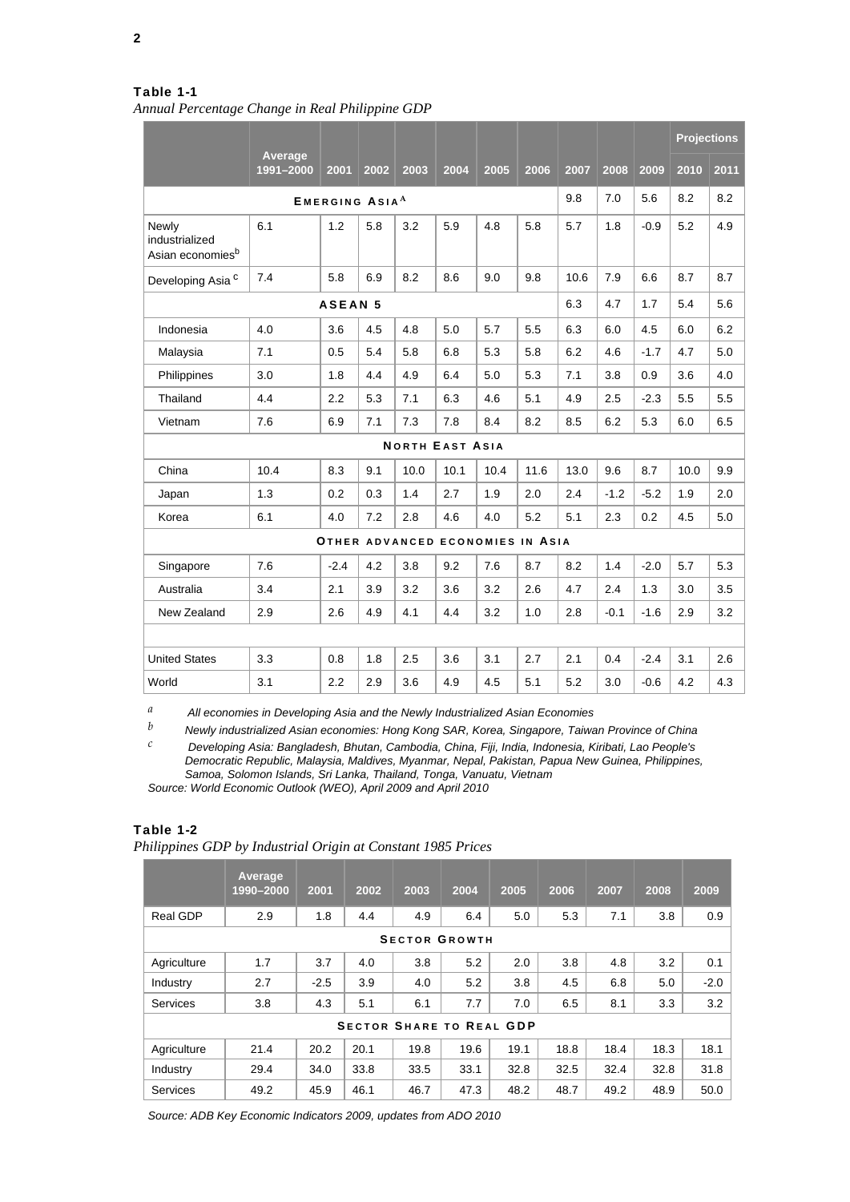**Table 1-1**

*Annual Percentage Change in Real Philippine GDP*

| | Average 1991–2000 | 2001 | 2002 | 2003 | 2004 | 2005 | 2006 | 2007 | 2008 | 2009 | Projections 2010 | 2011 |
|---|---|---|---|---|---|---|---|---|---|---|---|---|
| **EMERGING ASIA**[A] | | | | | | | | 9.8 | 7.0 | 5.6 | 8.2 | 8.2 |
| Newly industrialized Asian economies[b] | 6.1 | 1.2 | 5.8 | 3.2 | 5.9 | 4.8 | 5.8 | 5.7 | 1.8 | -0.9 | 5.2 | 4.9 |
| Developing Asia [c] | 7.4 | 5.8 | 6.9 | 8.2 | 8.6 | 9.0 | 9.8 | 10.6 | 7.9 | 6.6 | 8.7 | 8.7 |
| **ASEAN 5** | | | | | | | | 6.3 | 4.7 | 1.7 | 5.4 | 5.6 |
| Indonesia | 4.0 | 3.6 | 4.5 | 4.8 | 5.0 | 5.7 | 5.5 | 6.3 | 6.0 | 4.5 | 6.0 | 6.2 |
| Malaysia | 7.1 | 0.5 | 5.4 | 5.8 | 6.8 | 5.3 | 5.8 | 6.2 | 4.6 | -1.7 | 4.7 | 5.0 |
| Philippines | 3.0 | 1.8 | 4.4 | 4.9 | 6.4 | 5.0 | 5.3 | 7.1 | 3.8 | 0.9 | 3.6 | 4.0 |
| Thailand | 4.4 | 2.2 | 5.3 | 7.1 | 6.3 | 4.6 | 5.1 | 4.9 | 2.5 | -2.3 | 5.5 | 5.5 |
| Vietnam | 7.6 | 6.9 | 7.1 | 7.3 | 7.8 | 8.4 | 8.2 | 8.5 | 6.2 | 5.3 | 6.0 | 6.5 |
| **NORTH EAST ASIA** | | | | | | | | | | | | |
| China | 10.4 | 8.3 | 9.1 | 10.0 | 10.1 | 10.4 | 11.6 | 13.0 | 9.6 | 8.7 | 10.0 | 9.9 |
| Japan | 1.3 | 0.2 | 0.3 | 1.4 | 2.7 | 1.9 | 2.0 | 2.4 | -1.2 | -5.2 | 1.9 | 2.0 |
| Korea | 6.1 | 4.0 | 7.2 | 2.8 | 4.6 | 4.0 | 5.2 | 5.1 | 2.3 | 0.2 | 4.5 | 5.0 |
| **OTHER ADVANCED ECONOMIES IN ASIA** | | | | | | | | | | | | |
| Singapore | 7.6 | -2.4 | 4.2 | 3.8 | 9.2 | 7.6 | 8.7 | 8.2 | 1.4 | -2.0 | 5.7 | 5.3 |
| Australia | 3.4 | 2.1 | 3.9 | 3.2 | 3.6 | 3.2 | 2.6 | 4.7 | 2.4 | 1.3 | 3.0 | 3.5 |
| New Zealand | 2.9 | 2.6 | 4.9 | 4.1 | 4.4 | 3.2 | 1.0 | 2.8 | -0.1 | -1.6 | 2.9 | 3.2 |
| | | | | | | | | | | | | |
| United States | 3.3 | 0.8 | 1.8 | 2.5 | 3.6 | 3.1 | 2.7 | 2.1 | 0.4 | -2.4 | 3.1 | 2.6 |
| World | 3.1 | 2.2 | 2.9 | 3.6 | 4.9 | 4.5 | 5.1 | 5.2 | 3.0 | -0.6 | 4.2 | 4.3 |

*a* *All economies in Developing Asia and the Newly Industrialized Asian Economies*

*b* *Newly industrialized Asian economies: Hong Kong SAR, Korea, Singapore, Taiwan Province of China*

*c* *Developing Asia: Bangladesh, Bhutan, Cambodia, China, Fiji, India, Indonesia, Kiribati, Lao People's Democratic Republic, Malaysia, Maldives, Myanmar, Nepal, Pakistan, Papua New Guinea, Philippines, Samoa, Solomon Islands, Sri Lanka, Thailand, Tonga, Vanuatu, Vietnam*

*Source: World Economic Outlook (WEO), April 2009 and April 2010*

**Table 1-2**

*Philippines GDP by Industrial Origin at Constant 1985 Prices*

| | Average 1990–2000 | 2001 | 2002 | 2003 | 2004 | 2005 | 2006 | 2007 | 2008 | 2009 |
|---|---|---|---|---|---|---|---|---|---|---|
| Real GDP | 2.9 | 1.8 | 4.4 | 4.9 | 6.4 | 5.0 | 5.3 | 7.1 | 3.8 | 0.9 |
| **SECTOR GROWTH** | | | | | | | | | | |
| Agriculture | 1.7 | 3.7 | 4.0 | 3.8 | 5.2 | 2.0 | 3.8 | 4.8 | 3.2 | 0.1 |
| Industry | 2.7 | -2.5 | 3.9 | 4.0 | 5.2 | 3.8 | 4.5 | 6.8 | 5.0 | -2.0 |
| Services | 3.8 | 4.3 | 5.1 | 6.1 | 7.7 | 7.0 | 6.5 | 8.1 | 3.3 | 3.2 |
| **SECTOR SHARE TO REAL GDP** | | | | | | | | | | |
| Agriculture | 21.4 | 20.2 | 20.1 | 19.8 | 19.6 | 19.1 | 18.8 | 18.4 | 18.3 | 18.1 |
| Industry | 29.4 | 34.0 | 33.8 | 33.5 | 33.1 | 32.8 | 32.5 | 32.4 | 32.8 | 31.8 |
| Services | 49.2 | 45.9 | 46.1 | 46.7 | 47.3 | 48.2 | 48.7 | 49.2 | 48.9 | 50.0 |

*Source: ADB Key Economic Indicators 2009, updates from ADO 2010*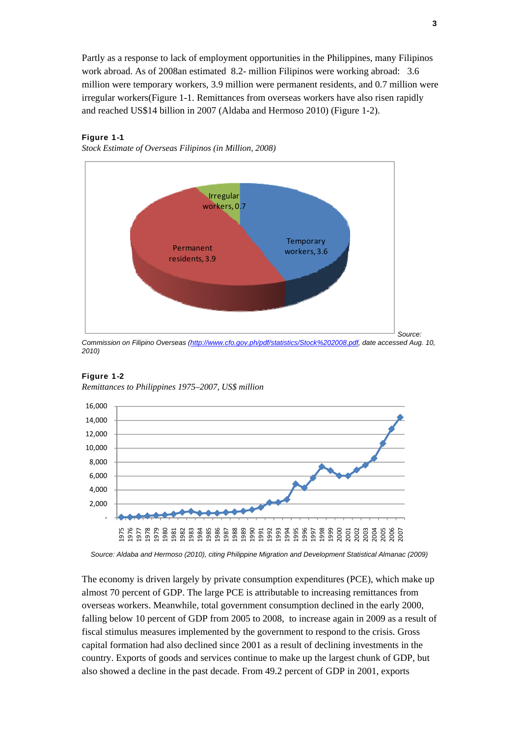Partly as a response to lack of employment opportunities in the Philippines, many Filipinos work abroad. As of 2008an estimated 8.2- million Filipinos were working abroad: 3.6 million were temporary workers, 3.9 million were permanent residents, and 0.7 million were irregular workers(Figure 1-1. Remittances from overseas workers have also risen rapidly and reached US$14 billion in 2007 (Aldaba and Hermoso 2010) (Figure 1-2).

**Figure 1-1**

*Stock Estimate of Overseas Filipinos (in Million, 2008)*

*Source: Commission on Filipino Overseas (http://www.cfo.gov.ph/pdf/statistics/Stock%202008.pdf, date accessed Aug. 10, 2010)*

**Figure 1-2**

*Remittances to Philippines 1975–2007, US$ million*

*Source: Aldaba and Hermoso (2010), citing Philippine Migration and Development Statistical Almanac (2009)*

The economy is driven largely by private consumption expenditures (PCE), which make up almost 70 percent of GDP. The large PCE is attributable to increasing remittances from overseas workers. Meanwhile, total government consumption declined in the early 2000, falling below 10 percent of GDP from 2005 to 2008, to increase again in 2009 as a result of fiscal stimulus measures implemented by the government to respond to the crisis. Gross capital formation had also declined since 2001 as a result of declining investments in the country. Exports of goods and services continue to make up the largest chunk of GDP, but also showed a decline in the past decade. From 49.2 percent of GDP in 2001, exports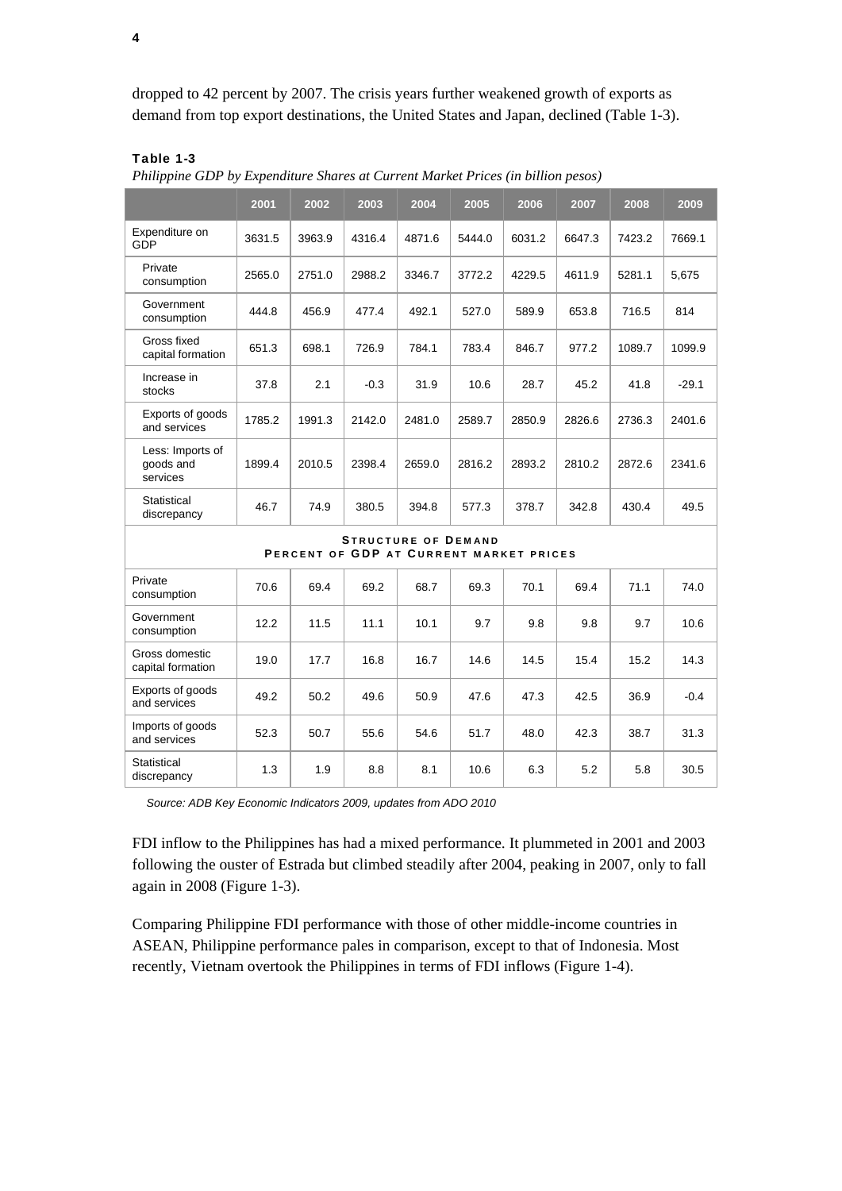dropped to 42 percent by 2007. The crisis years further weakened growth of exports as demand from top export destinations, the United States and Japan, declined (Table 1-3).

**Table 1-3**

*Philippine GDP by Expenditure Shares at Current Market Prices (in billion pesos)*

| | 2001 | 2002 | 2003 | 2004 | 2005 | 2006 | 2007 | 2008 | 2009 |
|---|---|---|---|---|---|---|---|---|---|
| Expenditure on GDP | 3631.5 | 3963.9 | 4316.4 | 4871.6 | 5444.0 | 6031.2 | 6647.3 | 7423.2 | 7669.1 |
| Private consumption | 2565.0 | 2751.0 | 2988.2 | 3346.7 | 3772.2 | 4229.5 | 4611.9 | 5281.1 | 5,675 |
| Government consumption | 444.8 | 456.9 | 477.4 | 492.1 | 527.0 | 589.9 | 653.8 | 716.5 | 814 |
| Gross fixed capital formation | 651.3 | 698.1 | 726.9 | 784.1 | 783.4 | 846.7 | 977.2 | 1089.7 | 1099.9 |
| Increase in stocks | 37.8 | 2.1 | -0.3 | 31.9 | 10.6 | 28.7 | 45.2 | 41.8 | -29.1 |
| Exports of goods and services | 1785.2 | 1991.3 | 2142.0 | 2481.0 | 2589.7 | 2850.9 | 2826.6 | 2736.3 | 2401.6 |
| Less: Imports of goods and services | 1899.4 | 2010.5 | 2398.4 | 2659.0 | 2816.2 | 2893.2 | 2810.2 | 2872.6 | 2341.6 |
| Statistical discrepancy | 46.7 | 74.9 | 380.5 | 394.8 | 577.3 | 378.7 | 342.8 | 430.4 | 49.5 |
| **STRUCTURE OF DEMAND PERCENT OF GDP AT CURRENT MARKET PRICES** | | | | | | | | | |
| Private consumption | 70.6 | 69.4 | 69.2 | 68.7 | 69.3 | 70.1 | 69.4 | 71.1 | 74.0 |
| Government consumption | 12.2 | 11.5 | 11.1 | 10.1 | 9.7 | 9.8 | 9.8 | 9.7 | 10.6 |
| Gross domestic capital formation | 19.0 | 17.7 | 16.8 | 16.7 | 14.6 | 14.5 | 15.4 | 15.2 | 14.3 |
| Exports of goods and services | 49.2 | 50.2 | 49.6 | 50.9 | 47.6 | 47.3 | 42.5 | 36.9 | -0.4 |
| Imports of goods and services | 52.3 | 50.7 | 55.6 | 54.6 | 51.7 | 48.0 | 42.3 | 38.7 | 31.3 |
| Statistical discrepancy | 1.3 | 1.9 | 8.8 | 8.1 | 10.6 | 6.3 | 5.2 | 5.8 | 30.5 |

*Source: ADB Key Economic Indicators 2009, updates from ADO 2010*

FDI inflow to the Philippines has had a mixed performance. It plummeted in 2001 and 2003 following the ouster of Estrada but climbed steadily after 2004, peaking in 2007, only to fall again in 2008 (Figure 1-3).

Comparing Philippine FDI performance with those of other middle-income countries in ASEAN, Philippine performance pales in comparison, except to that of Indonesia. Most recently, Vietnam overtook the Philippines in terms of FDI inflows (Figure 1-4).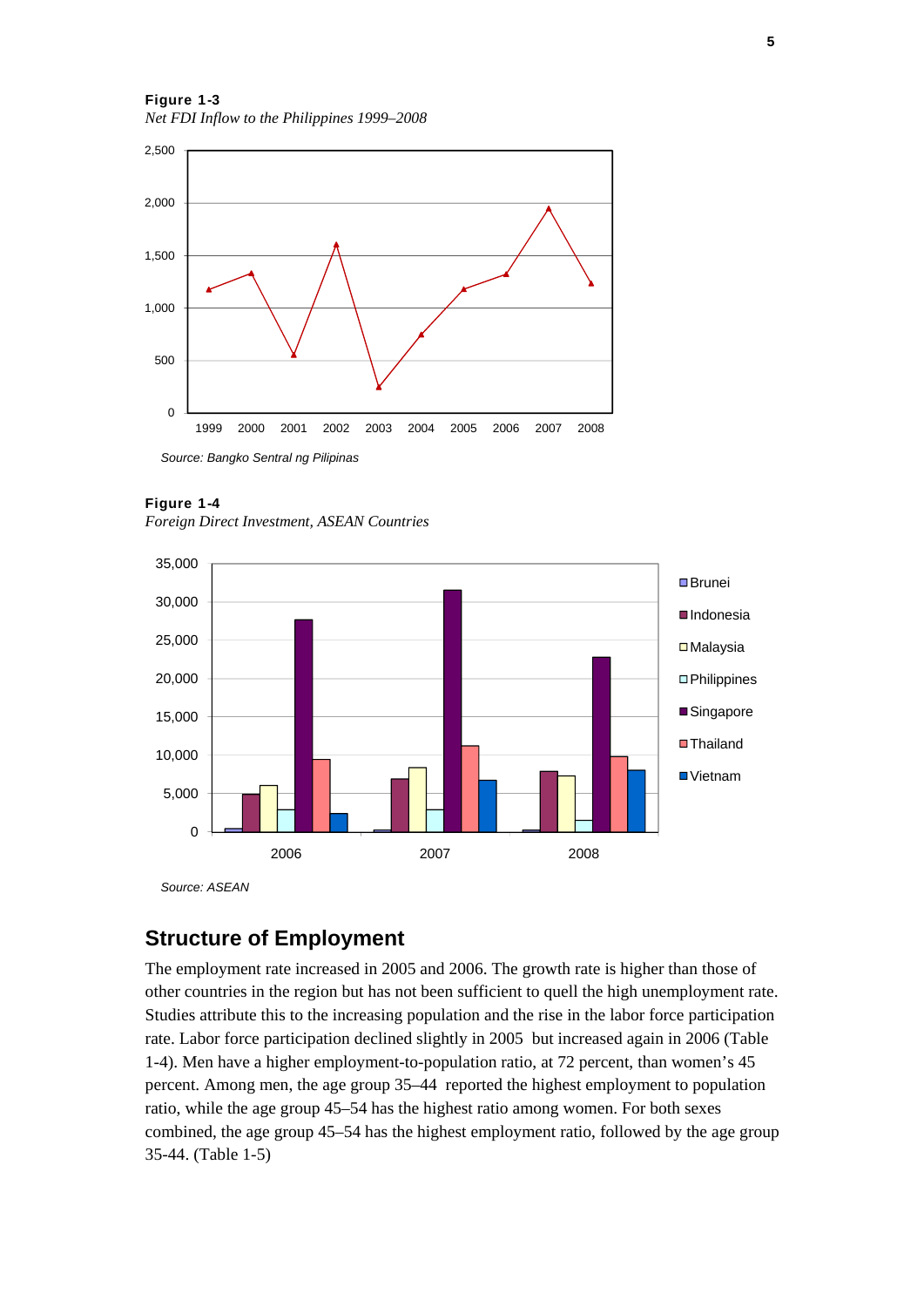**Figure 1-3**
*Net FDI Inflow to the Philippines 1999–2008*

*Source: Bangko Sentral ng Pilipinas*

**Figure 1-4**
*Foreign Direct Investment, ASEAN Countries*

*Source: ASEAN*

## Structure of Employment

The employment rate increased in 2005 and 2006. The growth rate is higher than those of other countries in the region but has not been sufficient to quell the high unemployment rate. Studies attribute this to the increasing population and the rise in the labor force participation rate. Labor force participation declined slightly in 2005 but increased again in 2006 (Table 1-4). Men have a higher employment-to-population ratio, at 72 percent, than women's 45 percent. Among men, the age group 35–44 reported the highest employment to population ratio, while the age group 45–54 has the highest ratio among women. For both sexes combined, the age group 45–54 has the highest employment ratio, followed by the age group 35-44. (Table 1-5)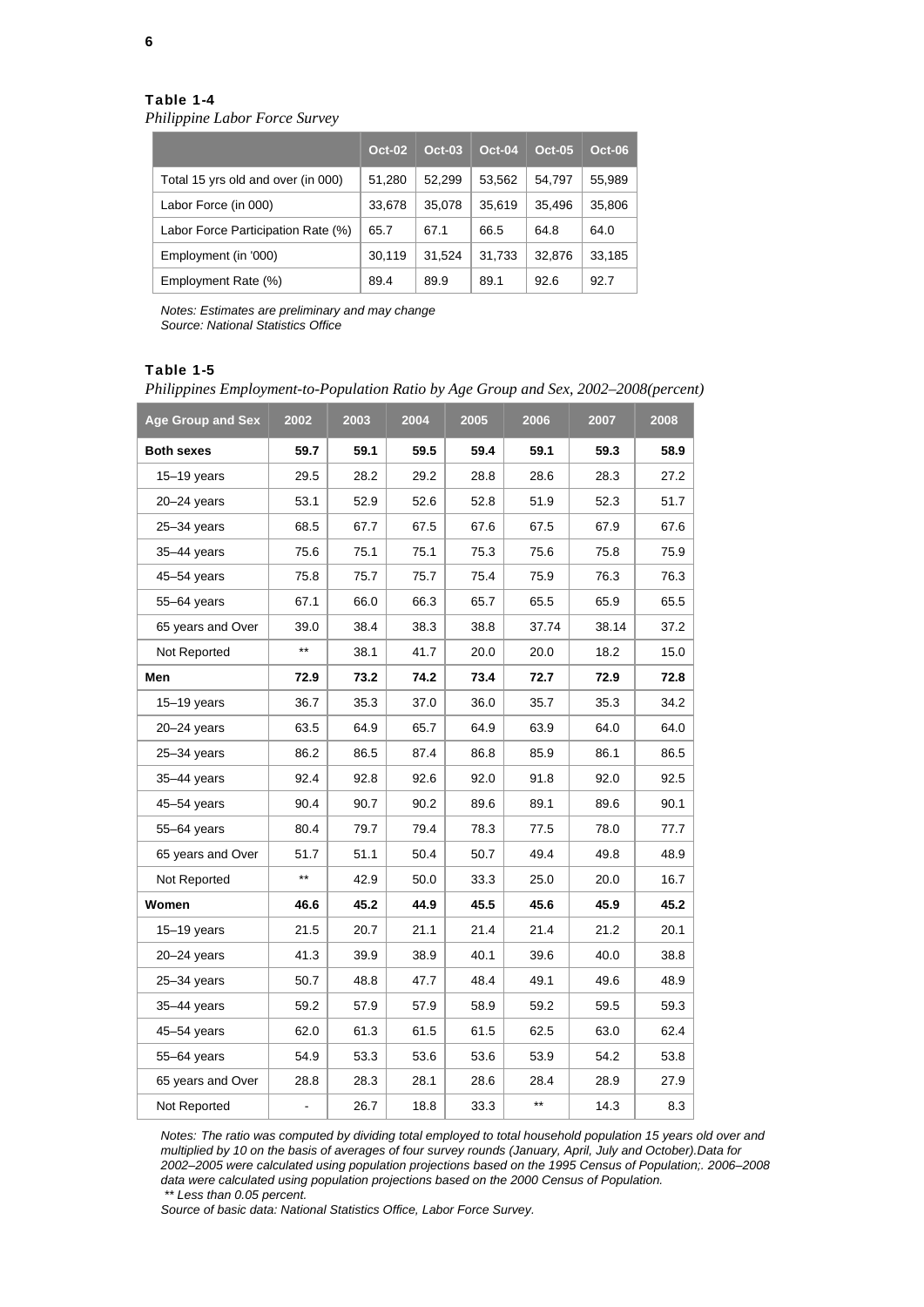**Table 1-4**

*Philippine Labor Force Survey*

| | Oct-02 | Oct-03 | Oct-04 | Oct-05 | Oct-06 |
|---|---|---|---|---|---|
| Total 15 yrs old and over (in 000) | 51,280 | 52,299 | 53,562 | 54,797 | 55,989 |
| Labor Force (in 000) | 33,678 | 35,078 | 35,619 | 35,496 | 35,806 |
| Labor Force Participation Rate (%) | 65.7 | 67.1 | 66.5 | 64.8 | 64.0 |
| Employment (in '000) | 30,119 | 31,524 | 31,733 | 32,876 | 33,185 |
| Employment Rate (%) | 89.4 | 89.9 | 89.1 | 92.6 | 92.7 |

*Notes: Estimates are preliminary and may change*
*Source: National Statistics Office*

**Table 1-5**

*Philippines Employment-to-Population Ratio by Age Group and Sex, 2002–2008(percent)*

| Age Group and Sex | 2002 | 2003 | 2004 | 2005 | 2006 | 2007 | 2008 |
|---|---|---|---|---|---|---|---|
| **Both sexes** | **59.7** | **59.1** | **59.5** | **59.4** | **59.1** | **59.3** | **58.9** |
| 15–19 years | 29.5 | 28.2 | 29.2 | 28.8 | 28.6 | 28.3 | 27.2 |
| 20–24 years | 53.1 | 52.9 | 52.6 | 52.8 | 51.9 | 52.3 | 51.7 |
| 25–34 years | 68.5 | 67.7 | 67.5 | 67.6 | 67.5 | 67.9 | 67.6 |
| 35–44 years | 75.6 | 75.1 | 75.1 | 75.3 | 75.6 | 75.8 | 75.9 |
| 45–54 years | 75.8 | 75.7 | 75.7 | 75.4 | 75.9 | 76.3 | 76.3 |
| 55–64 years | 67.1 | 66.0 | 66.3 | 65.7 | 65.5 | 65.9 | 65.5 |
| 65 years and Over | 39.0 | 38.4 | 38.3 | 38.8 | 37.74 | 38.14 | 37.2 |
| Not Reported | ** | 38.1 | 41.7 | 20.0 | 20.0 | 18.2 | 15.0 |
| **Men** | **72.9** | **73.2** | **74.2** | **73.4** | **72.7** | **72.9** | **72.8** |
| 15–19 years | 36.7 | 35.3 | 37.0 | 36.0 | 35.7 | 35.3 | 34.2 |
| 20–24 years | 63.5 | 64.9 | 65.7 | 64.9 | 63.9 | 64.0 | 64.0 |
| 25–34 years | 86.2 | 86.5 | 87.4 | 86.8 | 85.9 | 86.1 | 86.5 |
| 35–44 years | 92.4 | 92.8 | 92.6 | 92.0 | 91.8 | 92.0 | 92.5 |
| 45–54 years | 90.4 | 90.7 | 90.2 | 89.6 | 89.1 | 89.6 | 90.1 |
| 55–64 years | 80.4 | 79.7 | 79.4 | 78.3 | 77.5 | 78.0 | 77.7 |
| 65 years and Over | 51.7 | 51.1 | 50.4 | 50.7 | 49.4 | 49.8 | 48.9 |
| Not Reported | ** | 42.9 | 50.0 | 33.3 | 25.0 | 20.0 | 16.7 |
| **Women** | **46.6** | **45.2** | **44.9** | **45.5** | **45.6** | **45.9** | **45.2** |
| 15–19 years | 21.5 | 20.7 | 21.1 | 21.4 | 21.4 | 21.2 | 20.1 |
| 20–24 years | 41.3 | 39.9 | 38.9 | 40.1 | 39.6 | 40.0 | 38.8 |
| 25–34 years | 50.7 | 48.8 | 47.7 | 48.4 | 49.1 | 49.6 | 48.9 |
| 35–44 years | 59.2 | 57.9 | 57.9 | 58.9 | 59.2 | 59.5 | 59.3 |
| 45–54 years | 62.0 | 61.3 | 61.5 | 61.5 | 62.5 | 63.0 | 62.4 |
| 55–64 years | 54.9 | 53.3 | 53.6 | 53.6 | 53.9 | 54.2 | 53.8 |
| 65 years and Over | 28.8 | 28.3 | 28.1 | 28.6 | 28.4 | 28.9 | 27.9 |
| Not Reported | - | 26.7 | 18.8 | 33.3 | ** | 14.3 | 8.3 |

*Notes: The ratio was computed by dividing total employed to total household population 15 years old over and multiplied by 10 on the basis of averages of four survey rounds (January, April, July and October).Data for 2002–2005 were calculated using population projections based on the 1995 Census of Population;. 2006–2008 data were calculated using population projections based on the 2000 Census of Population.*
*\*\* Less than 0.05 percent.*
*Source of basic data: National Statistics Office, Labor Force Survey.*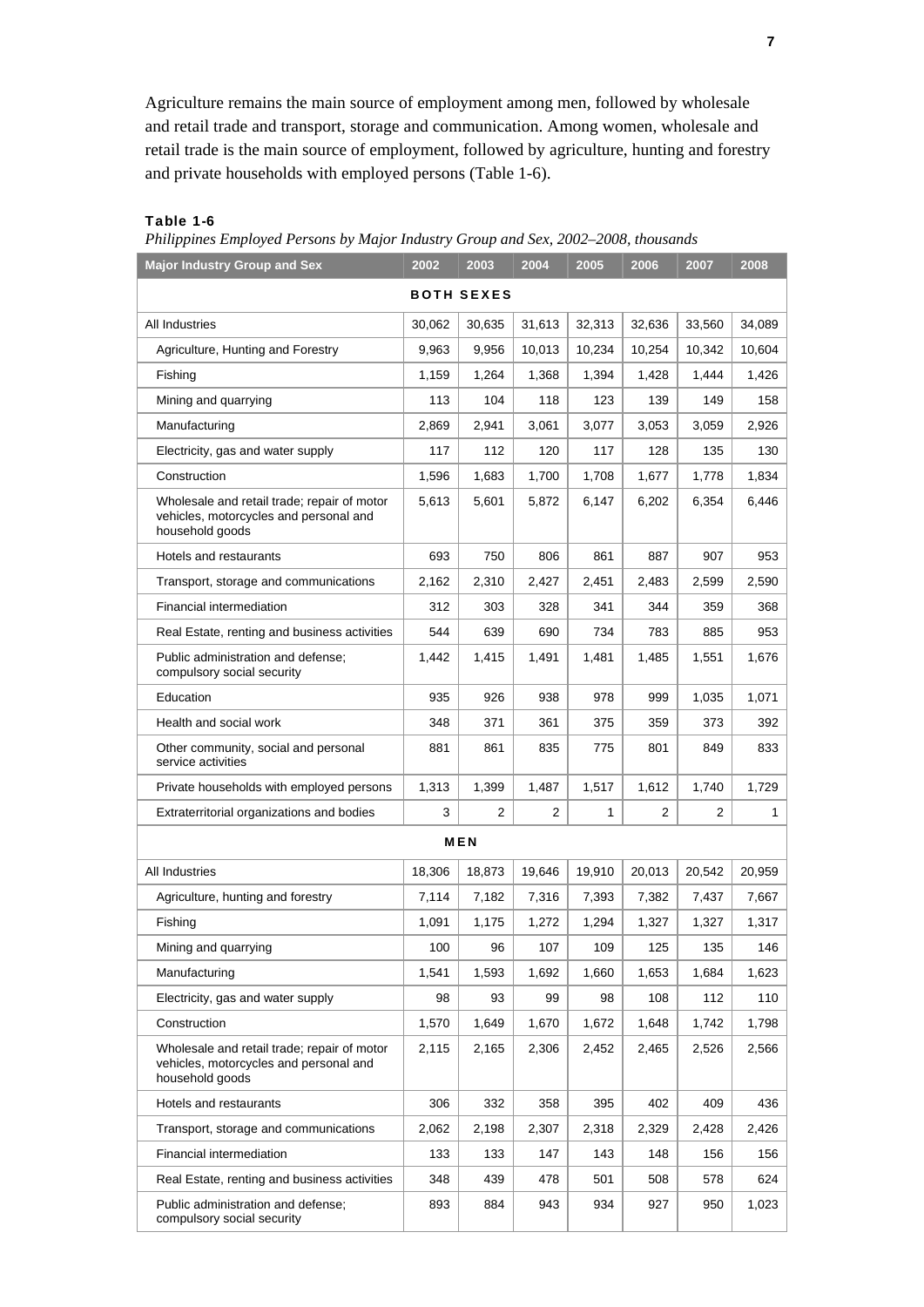Agriculture remains the main source of employment among men, followed by wholesale and retail trade and transport, storage and communication. Among women, wholesale and retail trade is the main source of employment, followed by agriculture, hunting and forestry and private households with employed persons (Table 1-6).

**Table 1-6**

*Philippines Employed Persons by Major Industry Group and Sex, 2002–2008, thousands*

| Major Industry Group and Sex | 2002 | 2003 | 2004 | 2005 | 2006 | 2007 | 2008 |
|---|---|---|---|---|---|---|---|
| **BOTH SEXES** | | | | | | | |
| All Industries | 30,062 | 30,635 | 31,613 | 32,313 | 32,636 | 33,560 | 34,089 |
| Agriculture, Hunting and Forestry | 9,963 | 9,956 | 10,013 | 10,234 | 10,254 | 10,342 | 10,604 |
| Fishing | 1,159 | 1,264 | 1,368 | 1,394 | 1,428 | 1,444 | 1,426 |
| Mining and quarrying | 113 | 104 | 118 | 123 | 139 | 149 | 158 |
| Manufacturing | 2,869 | 2,941 | 3,061 | 3,077 | 3,053 | 3,059 | 2,926 |
| Electricity, gas and water supply | 117 | 112 | 120 | 117 | 128 | 135 | 130 |
| Construction | 1,596 | 1,683 | 1,700 | 1,708 | 1,677 | 1,778 | 1,834 |
| Wholesale and retail trade; repair of motor vehicles, motorcycles and personal and household goods | 5,613 | 5,601 | 5,872 | 6,147 | 6,202 | 6,354 | 6,446 |
| Hotels and restaurants | 693 | 750 | 806 | 861 | 887 | 907 | 953 |
| Transport, storage and communications | 2,162 | 2,310 | 2,427 | 2,451 | 2,483 | 2,599 | 2,590 |
| Financial intermediation | 312 | 303 | 328 | 341 | 344 | 359 | 368 |
| Real Estate, renting and business activities | 544 | 639 | 690 | 734 | 783 | 885 | 953 |
| Public administration and defense; compulsory social security | 1,442 | 1,415 | 1,491 | 1,481 | 1,485 | 1,551 | 1,676 |
| Education | 935 | 926 | 938 | 978 | 999 | 1,035 | 1,071 |
| Health and social work | 348 | 371 | 361 | 375 | 359 | 373 | 392 |
| Other community, social and personal service activities | 881 | 861 | 835 | 775 | 801 | 849 | 833 |
| Private households with employed persons | 1,313 | 1,399 | 1,487 | 1,517 | 1,612 | 1,740 | 1,729 |
| Extraterritorial organizations and bodies | 3 | 2 | 2 | 1 | 2 | 2 | 1 |
| **MEN** | | | | | | | |
| All Industries | 18,306 | 18,873 | 19,646 | 19,910 | 20,013 | 20,542 | 20,959 |
| Agriculture, hunting and forestry | 7,114 | 7,182 | 7,316 | 7,393 | 7,382 | 7,437 | 7,667 |
| Fishing | 1,091 | 1,175 | 1,272 | 1,294 | 1,327 | 1,327 | 1,317 |
| Mining and quarrying | 100 | 96 | 107 | 109 | 125 | 135 | 146 |
| Manufacturing | 1,541 | 1,593 | 1,692 | 1,660 | 1,653 | 1,684 | 1,623 |
| Electricity, gas and water supply | 98 | 93 | 99 | 98 | 108 | 112 | 110 |
| Construction | 1,570 | 1,649 | 1,670 | 1,672 | 1,648 | 1,742 | 1,798 |
| Wholesale and retail trade; repair of motor vehicles, motorcycles and personal and household goods | 2,115 | 2,165 | 2,306 | 2,452 | 2,465 | 2,526 | 2,566 |
| Hotels and restaurants | 306 | 332 | 358 | 395 | 402 | 409 | 436 |
| Transport, storage and communications | 2,062 | 2,198 | 2,307 | 2,318 | 2,329 | 2,428 | 2,426 |
| Financial intermediation | 133 | 133 | 147 | 143 | 148 | 156 | 156 |
| Real Estate, renting and business activities | 348 | 439 | 478 | 501 | 508 | 578 | 624 |
| Public administration and defense; compulsory social security | 893 | 884 | 943 | 934 | 927 | 950 | 1,023 |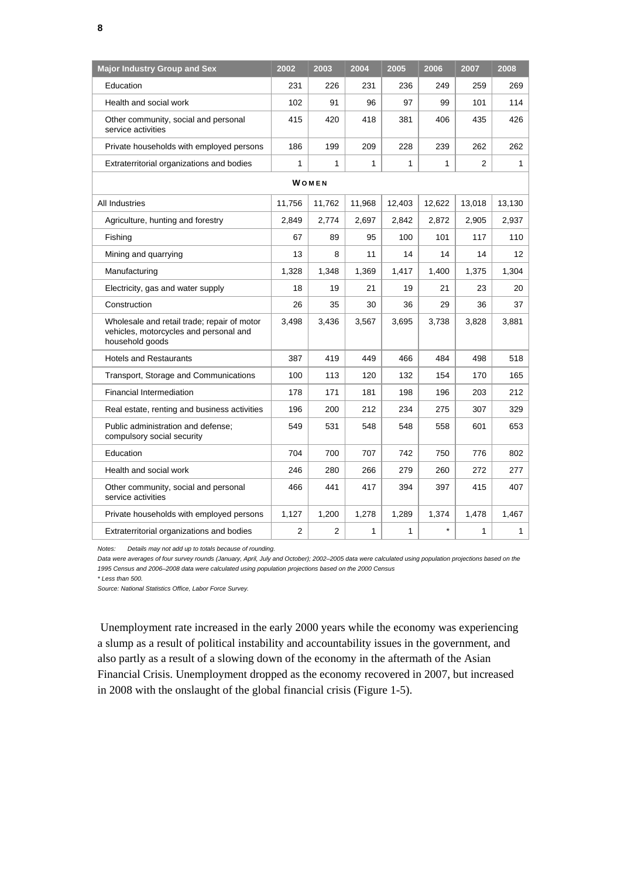| Major Industry Group and Sex | 2002 | 2003 | 2004 | 2005 | 2006 | 2007 | 2008 |
|---|---|---|---|---|---|---|---|
| Education | 231 | 226 | 231 | 236 | 249 | 259 | 269 |
| Health and social work | 102 | 91 | 96 | 97 | 99 | 101 | 114 |
| Other community, social and personal service activities | 415 | 420 | 418 | 381 | 406 | 435 | 426 |
| Private households with employed persons | 186 | 199 | 209 | 228 | 239 | 262 | 262 |
| Extraterritorial organizations and bodies | 1 | 1 | 1 | 1 | 1 | 2 | 1 |
| **WOMEN** | | | | | | | |
| All Industries | 11,756 | 11,762 | 11,968 | 12,403 | 12,622 | 13,018 | 13,130 |
| Agriculture, hunting and forestry | 2,849 | 2,774 | 2,697 | 2,842 | 2,872 | 2,905 | 2,937 |
| Fishing | 67 | 89 | 95 | 100 | 101 | 117 | 110 |
| Mining and quarrying | 13 | 8 | 11 | 14 | 14 | 14 | 12 |
| Manufacturing | 1,328 | 1,348 | 1,369 | 1,417 | 1,400 | 1,375 | 1,304 |
| Electricity, gas and water supply | 18 | 19 | 21 | 19 | 21 | 23 | 20 |
| Construction | 26 | 35 | 30 | 36 | 29 | 36 | 37 |
| Wholesale and retail trade; repair of motor vehicles, motorcycles and personal and household goods | 3,498 | 3,436 | 3,567 | 3,695 | 3,738 | 3,828 | 3,881 |
| Hotels and Restaurants | 387 | 419 | 449 | 466 | 484 | 498 | 518 |
| Transport, Storage and Communications | 100 | 113 | 120 | 132 | 154 | 170 | 165 |
| Financial Intermediation | 178 | 171 | 181 | 198 | 196 | 203 | 212 |
| Real estate, renting and business activities | 196 | 200 | 212 | 234 | 275 | 307 | 329 |
| Public administration and defense; compulsory social security | 549 | 531 | 548 | 548 | 558 | 601 | 653 |
| Education | 704 | 700 | 707 | 742 | 750 | 776 | 802 |
| Health and social work | 246 | 280 | 266 | 279 | 260 | 272 | 277 |
| Other community, social and personal service activities | 466 | 441 | 417 | 394 | 397 | 415 | 407 |
| Private households with employed persons | 1,127 | 1,200 | 1,278 | 1,289 | 1,374 | 1,478 | 1,467 |
| Extraterritorial organizations and bodies | 2 | 2 | 1 | 1 | * | 1 | 1 |

*Notes: Details may not add up to totals because of rounding.*

*Data were averages of four survey rounds (January, April, July and October); 2002–2005 data were calculated using population projections based on the 1995 Census and 2006–2008 data were calculated using population projections based on the 2000 Census*

*\* Less than 500.*

*Source: National Statistics Office, Labor Force Survey.*

Unemployment rate increased in the early 2000 years while the economy was experiencing a slump as a result of political instability and accountability issues in the government, and also partly as a result of a slowing down of the economy in the aftermath of the Asian Financial Crisis. Unemployment dropped as the economy recovered in 2007, but increased in 2008 with the onslaught of the global financial crisis (Figure 1-5).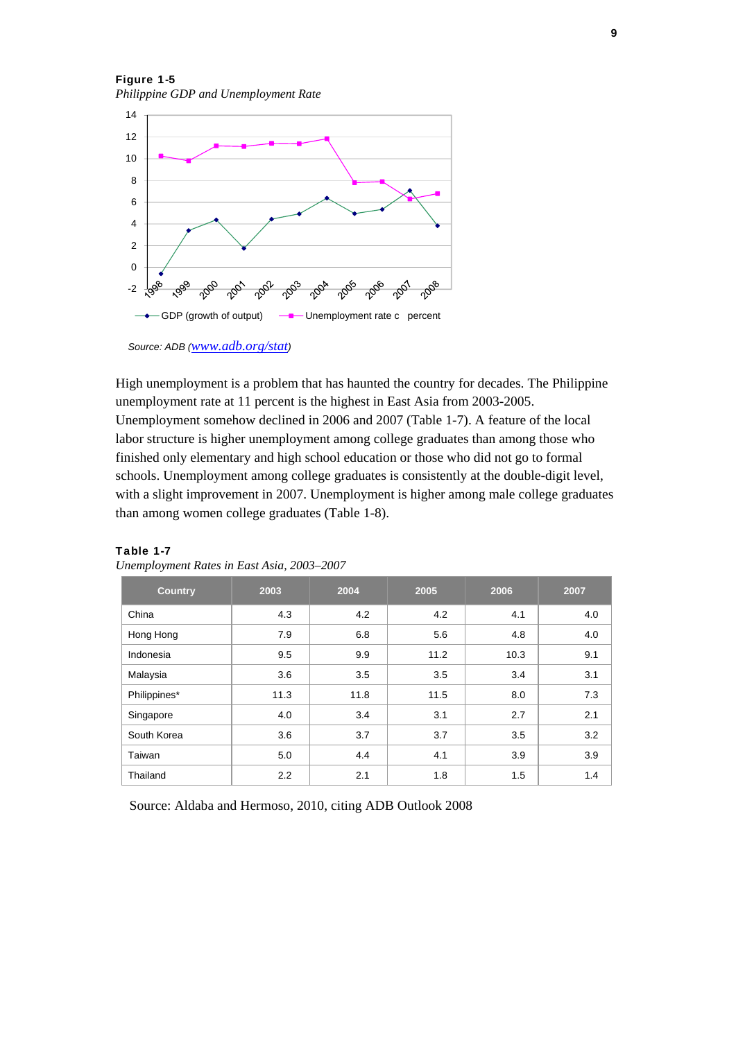**Figure 1-5**

*Philippine GDP and Unemployment Rate*

Source: ADB (www.adb.org/stat)

High unemployment is a problem that has haunted the country for decades. The Philippine unemployment rate at 11 percent is the highest in East Asia from 2003-2005. Unemployment somehow declined in 2006 and 2007 (Table 1-7). A feature of the local labor structure is higher unemployment among college graduates than among those who finished only elementary and high school education or those who did not go to formal schools. Unemployment among college graduates is consistently at the double-digit level, with a slight improvement in 2007. Unemployment is higher among male college graduates than among women college graduates (Table 1-8).

**Table 1-7**

*Unemployment Rates in East Asia, 2003–2007*

| Country | 2003 | 2004 | 2005 | 2006 | 2007 |
|---|---|---|---|---|---|
| China | 4.3 | 4.2 | 4.2 | 4.1 | 4.0 |
| Hong Hong | 7.9 | 6.8 | 5.6 | 4.8 | 4.0 |
| Indonesia | 9.5 | 9.9 | 11.2 | 10.3 | 9.1 |
| Malaysia | 3.6 | 3.5 | 3.5 | 3.4 | 3.1 |
| Philippines* | 11.3 | 11.8 | 11.5 | 8.0 | 7.3 |
| Singapore | 4.0 | 3.4 | 3.1 | 2.7 | 2.1 |
| South Korea | 3.6 | 3.7 | 3.7 | 3.5 | 3.2 |
| Taiwan | 5.0 | 4.4 | 4.1 | 3.9 | 3.9 |
| Thailand | 2.2 | 2.1 | 1.8 | 1.5 | 1.4 |

Source: Aldaba and Hermoso, 2010, citing ADB Outlook 2008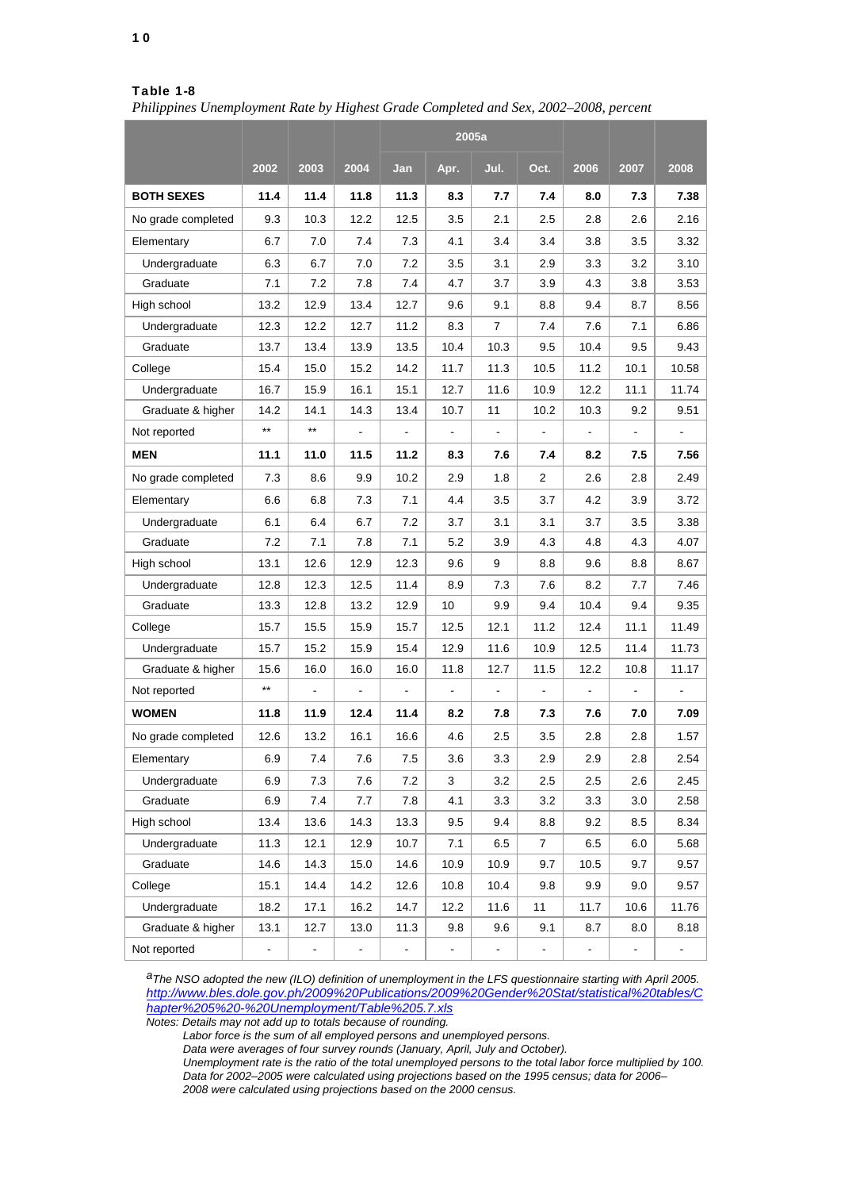**Table 1-8**

*Philippines Unemployment Rate by Highest Grade Completed and Sex, 2002–2008, percent*

| | 2002 | 2003 | 2004 | 2005a | | | | 2006 | 2007 | 2008 |
|---|---|---|---|---|---|---|---|---|---|---|
| | | | | Jan | Apr. | Jul. | Oct. | | | |
| **BOTH SEXES** | **11.4** | **11.4** | **11.8** | **11.3** | **8.3** | **7.7** | **7.4** | **8.0** | **7.3** | **7.38** |
| No grade completed | 9.3 | 10.3 | 12.2 | 12.5 | 3.5 | 2.1 | 2.5 | 2.8 | 2.6 | 2.16 |
| Elementary | 6.7 | 7.0 | 7.4 | 7.3 | 4.1 | 3.4 | 3.4 | 3.8 | 3.5 | 3.32 |
| Undergraduate | 6.3 | 6.7 | 7.0 | 7.2 | 3.5 | 3.1 | 2.9 | 3.3 | 3.2 | 3.10 |
| Graduate | 7.1 | 7.2 | 7.8 | 7.4 | 4.7 | 3.7 | 3.9 | 4.3 | 3.8 | 3.53 |
| High school | 13.2 | 12.9 | 13.4 | 12.7 | 9.6 | 9.1 | 8.8 | 9.4 | 8.7 | 8.56 |
| Undergraduate | 12.3 | 12.2 | 12.7 | 11.2 | 8.3 | 7 | 7.4 | 7.6 | 7.1 | 6.86 |
| Graduate | 13.7 | 13.4 | 13.9 | 13.5 | 10.4 | 10.3 | 9.5 | 10.4 | 9.5 | 9.43 |
| College | 15.4 | 15.0 | 15.2 | 14.2 | 11.7 | 11.3 | 10.5 | 11.2 | 10.1 | 10.58 |
| Undergraduate | 16.7 | 15.9 | 16.1 | 15.1 | 12.7 | 11.6 | 10.9 | 12.2 | 11.1 | 11.74 |
| Graduate & higher | 14.2 | 14.1 | 14.3 | 13.4 | 10.7 | 11 | 10.2 | 10.3 | 9.2 | 9.51 |
| Not reported | ** | ** | - | - | - | - | - | - | - | - |
| **MEN** | **11.1** | **11.0** | **11.5** | **11.2** | **8.3** | **7.6** | **7.4** | **8.2** | **7.5** | **7.56** |
| No grade completed | 7.3 | 8.6 | 9.9 | 10.2 | 2.9 | 1.8 | 2 | 2.6 | 2.8 | 2.49 |
| Elementary | 6.6 | 6.8 | 7.3 | 7.1 | 4.4 | 3.5 | 3.7 | 4.2 | 3.9 | 3.72 |
| Undergraduate | 6.1 | 6.4 | 6.7 | 7.2 | 3.7 | 3.1 | 3.1 | 3.7 | 3.5 | 3.38 |
| Graduate | 7.2 | 7.1 | 7.8 | 7.1 | 5.2 | 3.9 | 4.3 | 4.8 | 4.3 | 4.07 |
| High school | 13.1 | 12.6 | 12.9 | 12.3 | 9.6 | 9 | 8.8 | 9.6 | 8.8 | 8.67 |
| Undergraduate | 12.8 | 12.3 | 12.5 | 11.4 | 8.9 | 7.3 | 7.6 | 8.2 | 7.7 | 7.46 |
| Graduate | 13.3 | 12.8 | 13.2 | 12.9 | 10 | 9.9 | 9.4 | 10.4 | 9.4 | 9.35 |
| College | 15.7 | 15.5 | 15.9 | 15.7 | 12.5 | 12.1 | 11.2 | 12.4 | 11.1 | 11.49 |
| Undergraduate | 15.7 | 15.2 | 15.9 | 15.4 | 12.9 | 11.6 | 10.9 | 12.5 | 11.4 | 11.73 |
| Graduate & higher | 15.6 | 16.0 | 16.0 | 16.0 | 11.8 | 12.7 | 11.5 | 12.2 | 10.8 | 11.17 |
| Not reported | ** | - | - | - | - | - | - | - | - | - |
| **WOMEN** | **11.8** | **11.9** | **12.4** | **11.4** | **8.2** | **7.8** | **7.3** | **7.6** | **7.0** | **7.09** |
| No grade completed | 12.6 | 13.2 | 16.1 | 16.6 | 4.6 | 2.5 | 3.5 | 2.8 | 2.8 | 1.57 |
| Elementary | 6.9 | 7.4 | 7.6 | 7.5 | 3.6 | 3.3 | 2.9 | 2.9 | 2.8 | 2.54 |
| Undergraduate | 6.9 | 7.3 | 7.6 | 7.2 | 3 | 3.2 | 2.5 | 2.5 | 2.6 | 2.45 |
| Graduate | 6.9 | 7.4 | 7.7 | 7.8 | 4.1 | 3.3 | 3.2 | 3.3 | 3.0 | 2.58 |
| High school | 13.4 | 13.6 | 14.3 | 13.3 | 9.5 | 9.4 | 8.8 | 9.2 | 8.5 | 8.34 |
| Undergraduate | 11.3 | 12.1 | 12.9 | 10.7 | 7.1 | 6.5 | 7 | 6.5 | 6.0 | 5.68 |
| Graduate | 14.6 | 14.3 | 15.0 | 14.6 | 10.9 | 10.9 | 9.7 | 10.5 | 9.7 | 9.57 |
| College | 15.1 | 14.4 | 14.2 | 12.6 | 10.8 | 10.4 | 9.8 | 9.9 | 9.0 | 9.57 |
| Undergraduate | 18.2 | 17.1 | 16.2 | 14.7 | 12.2 | 11.6 | 11 | 11.7 | 10.6 | 11.76 |
| Graduate & higher | 13.1 | 12.7 | 13.0 | 11.3 | 9.8 | 9.6 | 9.1 | 8.7 | 8.0 | 8.18 |
| Not reported | - | - | - | - | - | - | - | - | - | - |

[a] *The NSO adopted the new (ILO) definition of unemployment in the LFS questionnaire starting with April 2005.*
*http://www.bles.dole.gov.ph/2009%20Publications/2009%20Gender%20Stat/statistical%20tables/Chapter%205%20-%20Unemployment/Table%205.7.xls*

*Notes: Details may not add up to totals because of rounding.*
*Labor force is the sum of all employed persons and unemployed persons.*
*Data were averages of four survey rounds (January, April, July and October).*
*Unemployment rate is the ratio of the total unemployed persons to the total labor force multiplied by 100.*
*Data for 2002–2005 were calculated using projections based on the 1995 census; data for 2006–2008 were calculated using projections based on the 2000 census.*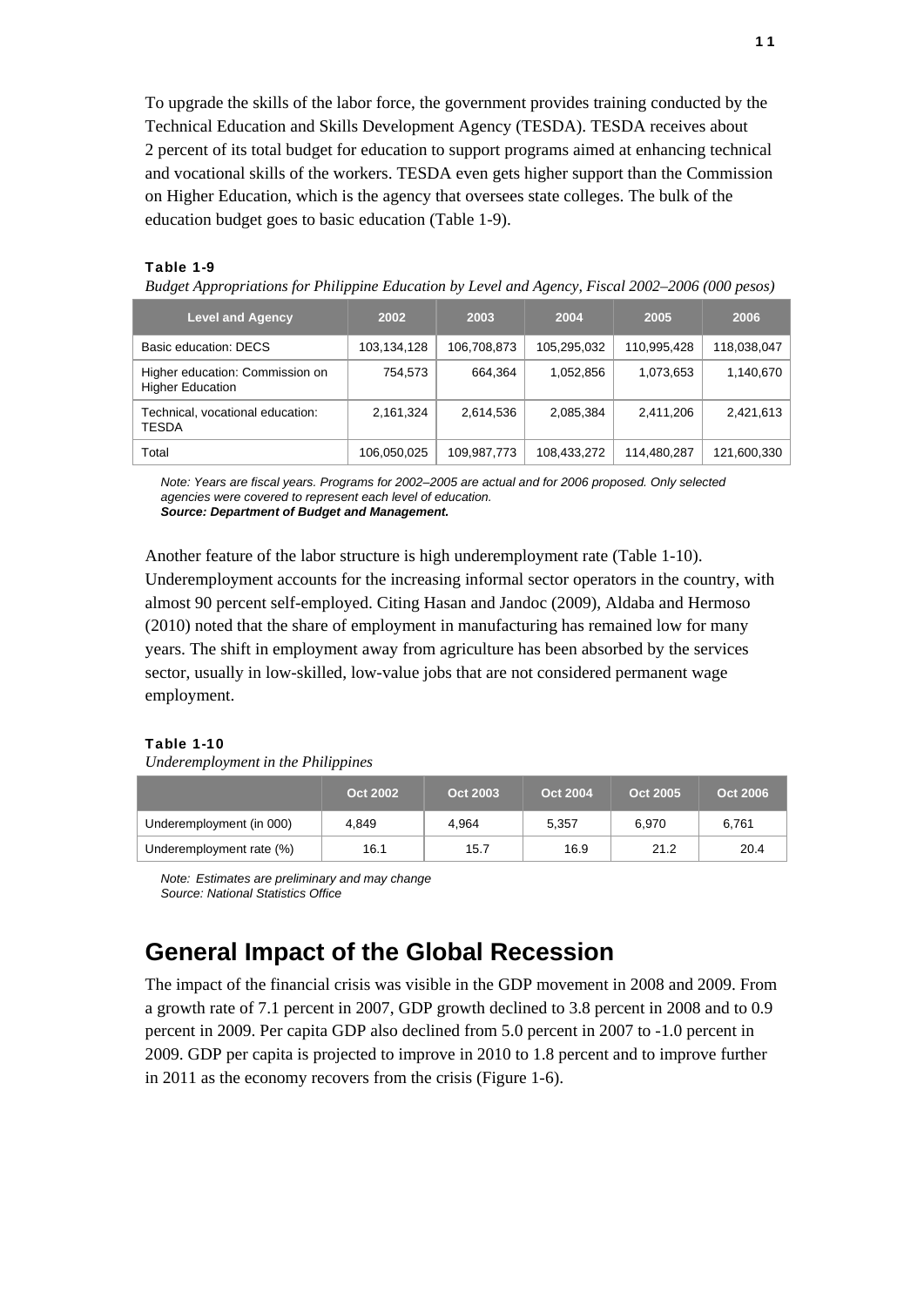To upgrade the skills of the labor force, the government provides training conducted by the Technical Education and Skills Development Agency (TESDA). TESDA receives about 2 percent of its total budget for education to support programs aimed at enhancing technical and vocational skills of the workers. TESDA even gets higher support than the Commission on Higher Education, which is the agency that oversees state colleges. The bulk of the education budget goes to basic education (Table 1-9).

**Table 1-9**

*Budget Appropriations for Philippine Education by Level and Agency, Fiscal 2002–2006 (000 pesos)*

| Level and Agency | 2002 | 2003 | 2004 | 2005 | 2006 |
|---|---|---|---|---|---|
| Basic education: DECS | 103,134,128 | 106,708,873 | 105,295,032 | 110,995,428 | 118,038,047 |
| Higher education: Commission on Higher Education | 754,573 | 664,364 | 1,052,856 | 1,073,653 | 1,140,670 |
| Technical, vocational education: TESDA | 2,161,324 | 2,614,536 | 2,085,384 | 2,411,206 | 2,421,613 |
| Total | 106,050,025 | 109,987,773 | 108,433,272 | 114,480,287 | 121,600,330 |

*Note: Years are fiscal years. Programs for 2002–2005 are actual and for 2006 proposed. Only selected agencies were covered to represent each level of education.*
***Source: Department of Budget and Management.***

Another feature of the labor structure is high underemployment rate (Table 1-10). Underemployment accounts for the increasing informal sector operators in the country, with almost 90 percent self-employed. Citing Hasan and Jandoc (2009), Aldaba and Hermoso (2010) noted that the share of employment in manufacturing has remained low for many years. The shift in employment away from agriculture has been absorbed by the services sector, usually in low-skilled, low-value jobs that are not considered permanent wage employment.

**Table 1-10**

*Underemployment in the Philippines*

| | Oct 2002 | Oct 2003 | Oct 2004 | Oct 2005 | Oct 2006 |
|---|---|---|---|---|---|
| Underemployment (in 000) | 4,849 | 4,964 | 5,357 | 6,970 | 6,761 |
| Underemployment rate (%) | 16.1 | 15.7 | 16.9 | 21.2 | 20.4 |

*Note: Estimates are preliminary and may change*
*Source: National Statistics Office*

## General Impact of the Global Recession

The impact of the financial crisis was visible in the GDP movement in 2008 and 2009. From a growth rate of 7.1 percent in 2007, GDP growth declined to 3.8 percent in 2008 and to 0.9 percent in 2009. Per capita GDP also declined from 5.0 percent in 2007 to -1.0 percent in 2009. GDP per capita is projected to improve in 2010 to 1.8 percent and to improve further in 2011 as the economy recovers from the crisis (Figure 1-6).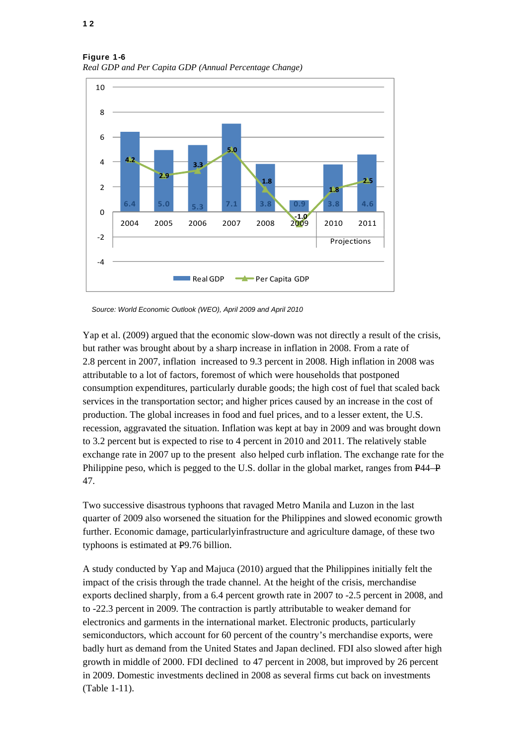**Figure 1-6**

*Real GDP and Per Capita GDP (Annual Percentage Change)*

| Year | Real GDP | Per Capita GDP |
|---|---|---|
| 2004 | 6.4 | 4.2 |
| 2005 | 5.0 | 2.9 |
| 2006 | 5.3 | 3.3 |
| 2007 | 7.1 | 5.0 |
| 2008 | 3.8 | 1.8 |
| 2009 | 0.9 | -1.0 |
| 2010 (Projections) | 3.8 | 1.8 |
| 2011 (Projections) | 4.6 | 2.5 |

*Source: World Economic Outlook (WEO), April 2009 and April 2010*

Yap et al. (2009) argued that the economic slow-down was not directly a result of the crisis, but rather was brought about by a sharp increase in inflation in 2008. From a rate of 2.8 percent in 2007, inflation increased to 9.3 percent in 2008. High inflation in 2008 was attributable to a lot of factors, foremost of which were households that postponed consumption expenditures, particularly durable goods; the high cost of fuel that scaled back services in the transportation sector; and higher prices caused by an increase in the cost of production. The global increases in food and fuel prices, and to a lesser extent, the U.S. recession, aggravated the situation. Inflation was kept at bay in 2009 and was brought down to 3.2 percent but is expected to rise to 4 percent in 2010 and 2011. The relatively stable exchange rate in 2007 up to the present also helped curb inflation. The exchange rate for the Philippine peso, which is pegged to the U.S. dollar in the global market, ranges from ₱44–₱ 47.

Two successive disastrous typhoons that ravaged Metro Manila and Luzon in the last quarter of 2009 also worsened the situation for the Philippines and slowed economic growth further. Economic damage, particularlyinfrastructure and agriculture damage, of these two typhoons is estimated at ₱9.76 billion.

A study conducted by Yap and Majuca (2010) argued that the Philippines initially felt the impact of the crisis through the trade channel. At the height of the crisis, merchandise exports declined sharply, from a 6.4 percent growth rate in 2007 to -2.5 percent in 2008, and to -22.3 percent in 2009. The contraction is partly attributable to weaker demand for electronics and garments in the international market. Electronic products, particularly semiconductors, which account for 60 percent of the country's merchandise exports, were badly hurt as demand from the United States and Japan declined. FDI also slowed after high growth in middle of 2000. FDI declined to 47 percent in 2008, but improved by 26 percent in 2009. Domestic investments declined in 2008 as several firms cut back on investments (Table 1-11).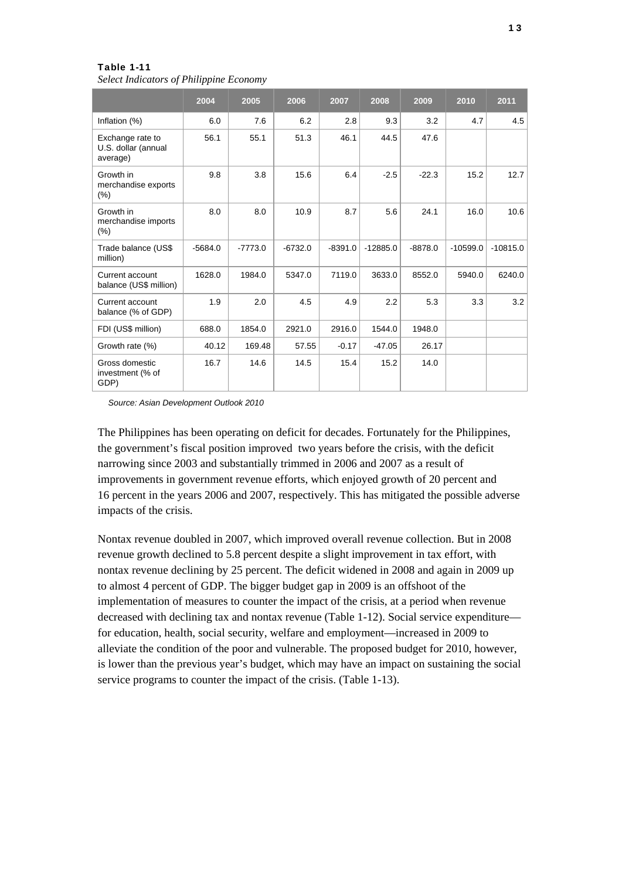**Table 1-11**

*Select Indicators of Philippine Economy*

| | 2004 | 2005 | 2006 | 2007 | 2008 | 2009 | 2010 | 2011 |
|---|---|---|---|---|---|---|---|---|
| Inflation (%) | 6.0 | 7.6 | 6.2 | 2.8 | 9.3 | 3.2 | 4.7 | 4.5 |
| Exchange rate to U.S. dollar (annual average) | 56.1 | 55.1 | 51.3 | 46.1 | 44.5 | 47.6 | | |
| Growth in merchandise exports (%) | 9.8 | 3.8 | 15.6 | 6.4 | -2.5 | -22.3 | 15.2 | 12.7 |
| Growth in merchandise imports (%) | 8.0 | 8.0 | 10.9 | 8.7 | 5.6 | 24.1 | 16.0 | 10.6 |
| Trade balance (US$ million) | -5684.0 | -7773.0 | -6732.0 | -8391.0 | -12885.0 | -8878.0 | -10599.0 | -10815.0 |
| Current account balance (US$ million) | 1628.0 | 1984.0 | 5347.0 | 7119.0 | 3633.0 | 8552.0 | 5940.0 | 6240.0 |
| Current account balance (% of GDP) | 1.9 | 2.0 | 4.5 | 4.9 | 2.2 | 5.3 | 3.3 | 3.2 |
| FDI (US$ million) | 688.0 | 1854.0 | 2921.0 | 2916.0 | 1544.0 | 1948.0 | | |
| Growth rate (%) | 40.12 | 169.48 | 57.55 | -0.17 | -47.05 | 26.17 | | |
| Gross domestic investment (% of GDP) | 16.7 | 14.6 | 14.5 | 15.4 | 15.2 | 14.0 | | |

*Source: Asian Development Outlook 2010*

The Philippines has been operating on deficit for decades. Fortunately for the Philippines, the government's fiscal position improved two years before the crisis, with the deficit narrowing since 2003 and substantially trimmed in 2006 and 2007 as a result of improvements in government revenue efforts, which enjoyed growth of 20 percent and 16 percent in the years 2006 and 2007, respectively. This has mitigated the possible adverse impacts of the crisis.

Nontax revenue doubled in 2007, which improved overall revenue collection. But in 2008 revenue growth declined to 5.8 percent despite a slight improvement in tax effort, with nontax revenue declining by 25 percent. The deficit widened in 2008 and again in 2009 up to almost 4 percent of GDP. The bigger budget gap in 2009 is an offshoot of the implementation of measures to counter the impact of the crisis, at a period when revenue decreased with declining tax and nontax revenue (Table 1-12). Social service expenditure—for education, health, social security, welfare and employment—increased in 2009 to alleviate the condition of the poor and vulnerable. The proposed budget for 2010, however, is lower than the previous year's budget, which may have an impact on sustaining the social service programs to counter the impact of the crisis. (Table 1-13).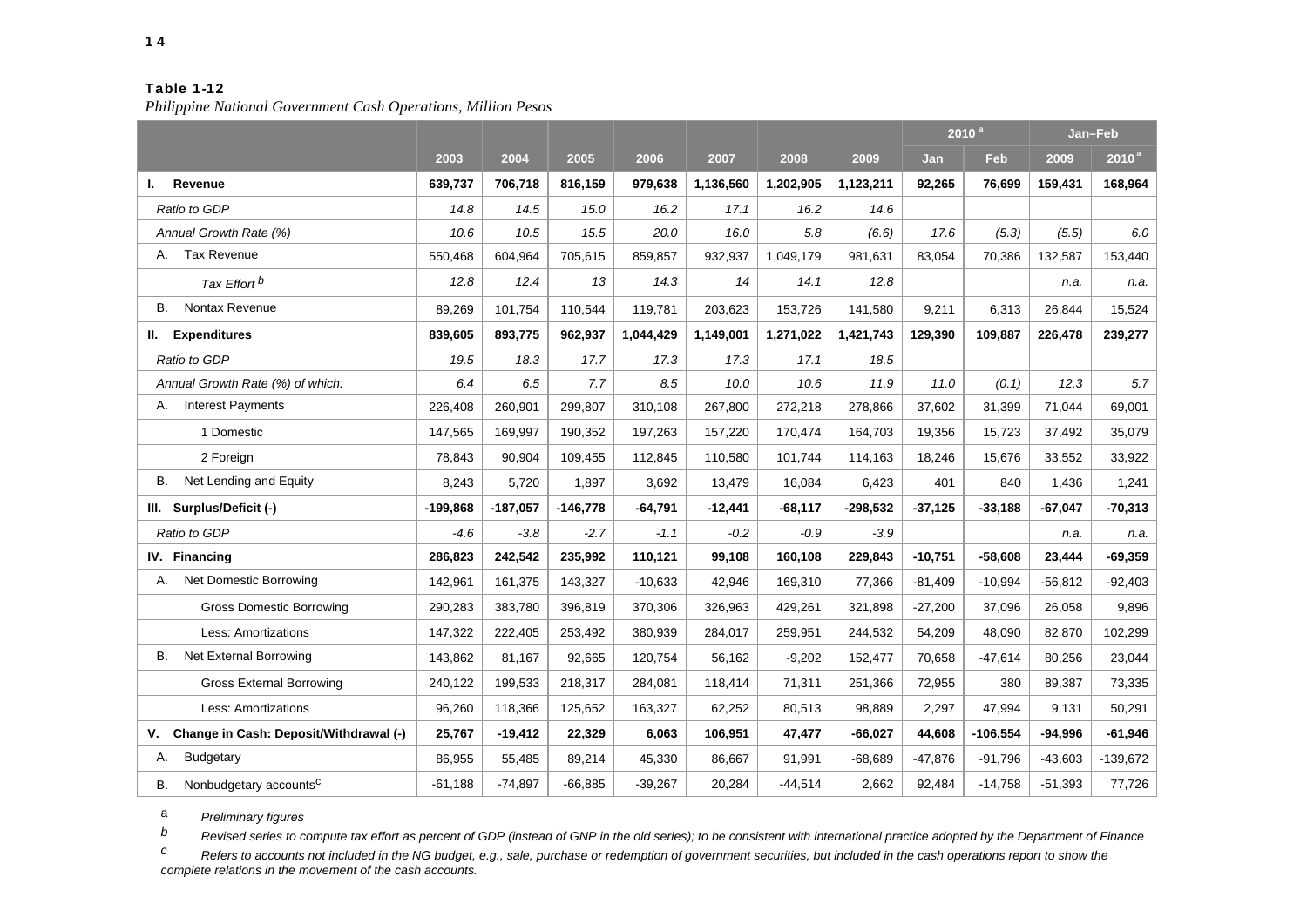**Table 1-12**

*Philippine National Government Cash Operations, Million Pesos*

| | 2003 | 2004 | 2005 | 2006 | 2007 | 2008 | 2009 | 2010[a] | | Jan–Feb | |
|---|---|---|---|---|---|---|---|---|---|---|---|
| | | | | | | | | Jan | Feb | 2009 | 2010[a] |
| **I. Revenue** | **639,737** | **706,718** | **816,159** | **979,638** | **1,136,560** | **1,202,905** | **1,123,211** | **92,265** | **76,699** | **159,431** | **168,964** |
| *Ratio to GDP* | *14.8* | *14.5* | *15.0* | *16.2* | *17.1* | *16.2* | *14.6* | | | | |
| *Annual Growth Rate (%)* | *10.6* | *10.5* | *15.5* | *20.0* | *16.0* | *5.8* | *(6.6)* | *17.6* | *(5.3)* | *(5.5)* | *6.0* |
| A. Tax Revenue | 550,468 | 604,964 | 705,615 | 859,857 | 932,937 | 1,049,179 | 981,631 | 83,054 | 70,386 | 132,587 | 153,440 |
| *Tax Effort*[b] | *12.8* | *12.4* | *13* | *14.3* | *14* | *14.1* | *12.8* | | | *n.a.* | *n.a.* |
| B. Nontax Revenue | 89,269 | 101,754 | 110,544 | 119,781 | 203,623 | 153,726 | 141,580 | 9,211 | 6,313 | 26,844 | 15,524 |
| **II. Expenditures** | **839,605** | **893,775** | **962,937** | **1,044,429** | **1,149,001** | **1,271,022** | **1,421,743** | **129,390** | **109,887** | **226,478** | **239,277** |
| *Ratio to GDP* | *19.5* | *18.3* | *17.7* | *17.3* | *17.3* | *17.1* | *18.5* | | | | |
| *Annual Growth Rate (%) of which:* | *6.4* | *6.5* | *7.7* | *8.5* | *10.0* | *10.6* | *11.9* | *11.0* | *(0.1)* | *12.3* | *5.7* |
| A. Interest Payments | 226,408 | 260,901 | 299,807 | 310,108 | 267,800 | 272,218 | 278,866 | 37,602 | 31,399 | 71,044 | 69,001 |
| 1 Domestic | 147,565 | 169,997 | 190,352 | 197,263 | 157,220 | 170,474 | 164,703 | 19,356 | 15,723 | 37,492 | 35,079 |
| 2 Foreign | 78,843 | 90,904 | 109,455 | 112,845 | 110,580 | 101,744 | 114,163 | 18,246 | 15,676 | 33,552 | 33,922 |
| B. Net Lending and Equity | 8,243 | 5,720 | 1,897 | 3,692 | 13,479 | 16,084 | 6,423 | 401 | 840 | 1,436 | 1,241 |
| **III. Surplus/Deficit (-)** | **-199,868** | **-187,057** | **-146,778** | **-64,791** | **-12,441** | **-68,117** | **-298,532** | **-37,125** | **-33,188** | **-67,047** | **-70,313** |
| *Ratio to GDP* | *-4.6* | *-3.8* | *-2.7* | *-1.1* | *-0.2* | *-0.9* | *-3.9* | | | *n.a.* | *n.a.* |
| **IV. Financing** | **286,823** | **242,542** | **235,992** | **110,121** | **99,108** | **160,108** | **229,843** | **-10,751** | **-58,608** | **23,444** | **-69,359** |
| A. Net Domestic Borrowing | 142,961 | 161,375 | 143,327 | -10,633 | 42,946 | 169,310 | 77,366 | -81,409 | -10,994 | -56,812 | -92,403 |
| Gross Domestic Borrowing | 290,283 | 383,780 | 396,819 | 370,306 | 326,963 | 429,261 | 321,898 | -27,200 | 37,096 | 26,058 | 9,896 |
| Less: Amortizations | 147,322 | 222,405 | 253,492 | 380,939 | 284,017 | 259,951 | 244,532 | 54,209 | 48,090 | 82,870 | 102,299 |
| B. Net External Borrowing | 143,862 | 81,167 | 92,665 | 120,754 | 56,162 | -9,202 | 152,477 | 70,658 | -47,614 | 80,256 | 23,044 |
| Gross External Borrowing | 240,122 | 199,533 | 218,317 | 284,081 | 118,414 | 71,311 | 251,366 | 72,955 | 380 | 89,387 | 73,335 |
| Less: Amortizations | 96,260 | 118,366 | 125,652 | 163,327 | 62,252 | 80,513 | 98,889 | 2,297 | 47,994 | 9,131 | 50,291 |
| **V. Change in Cash: Deposit/Withdrawal (-)** | **25,767** | **-19,412** | **22,329** | **6,063** | **106,951** | **47,477** | **-66,027** | **44,608** | **-106,554** | **-94,996** | **-61,946** |
| A. Budgetary | 86,955 | 55,485 | 89,214 | 45,330 | 86,667 | 91,991 | -68,689 | -47,876 | -91,796 | -43,603 | -139,672 |
| B. Nonbudgetary accounts[c] | -61,188 | -74,897 | -66,885 | -39,267 | 20,284 | -44,514 | 2,662 | 92,484 | -14,758 | -51,393 | 77,726 |

a *Preliminary figures*

b *Revised series to compute tax effort as percent of GDP (instead of GNP in the old series); to be consistent with international practice adopted by the Department of Finance*

c *Refers to accounts not included in the NG budget, e.g., sale, purchase or redemption of government securities, but included in the cash operations report to show the complete relations in the movement of the cash accounts.*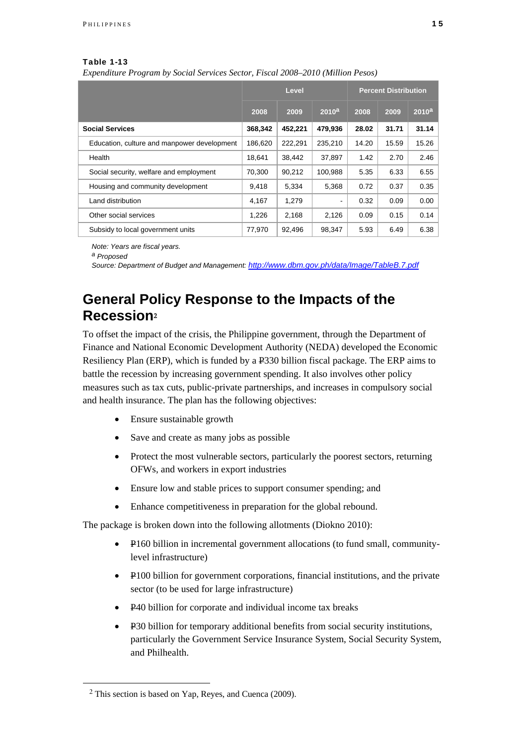**Table 1-13**

*Expenditure Program by Social Services Sector, Fiscal 2008–2010 (Million Pesos)*

| | Level | | | Percent Distribution | | |
|---|---|---|---|---|---|---|
| | 2008 | 2009 | 2010[a] | 2008 | 2009 | 2010[a] |
| **Social Services** | **368,342** | **452,221** | **479,936** | **28.02** | **31.71** | **31.14** |
| Education, culture and manpower development | 186,620 | 222,291 | 235,210 | 14.20 | 15.59 | 15.26 |
| Health | 18,641 | 38,442 | 37,897 | 1.42 | 2.70 | 2.46 |
| Social security, welfare and employment | 70,300 | 90,212 | 100,988 | 5.35 | 6.33 | 6.55 |
| Housing and community development | 9,418 | 5,334 | 5,368 | 0.72 | 0.37 | 0.35 |
| Land distribution | 4,167 | 1,279 | - | 0.32 | 0.09 | 0.00 |
| Other social services | 1,226 | 2,168 | 2,126 | 0.09 | 0.15 | 0.14 |
| Subsidy to local government units | 77,970 | 92,496 | 98,347 | 5.93 | 6.49 | 6.38 |

*Note: Years are fiscal years.*
[a] *Proposed*
*Source: Department of Budget and Management: http://www.dbm.gov.ph/data/Image/TableB.7.pdf*

## General Policy Response to the Impacts of the Recession[2]

To offset the impact of the crisis, the Philippine government, through the Department of Finance and National Economic Development Authority (NEDA) developed the Economic Resiliency Plan (ERP), which is funded by a ₱330 billion fiscal package. The ERP aims to battle the recession by increasing government spending. It also involves other policy measures such as tax cuts, public-private partnerships, and increases in compulsory social and health insurance. The plan has the following objectives:

- Ensure sustainable growth
- Save and create as many jobs as possible
- Protect the most vulnerable sectors, particularly the poorest sectors, returning OFWs, and workers in export industries
- Ensure low and stable prices to support consumer spending; and
- Enhance competitiveness in preparation for the global rebound.

The package is broken down into the following allotments (Diokno 2010):

- ₱160 billion in incremental government allocations (to fund small, community-level infrastructure)
- ₱100 billion for government corporations, financial institutions, and the private sector (to be used for large infrastructure)
- ₱40 billion for corporate and individual income tax breaks
- ₱30 billion for temporary additional benefits from social security institutions, particularly the Government Service Insurance System, Social Security System, and Philhealth.

[2] This section is based on Yap, Reyes, and Cuenca (2009).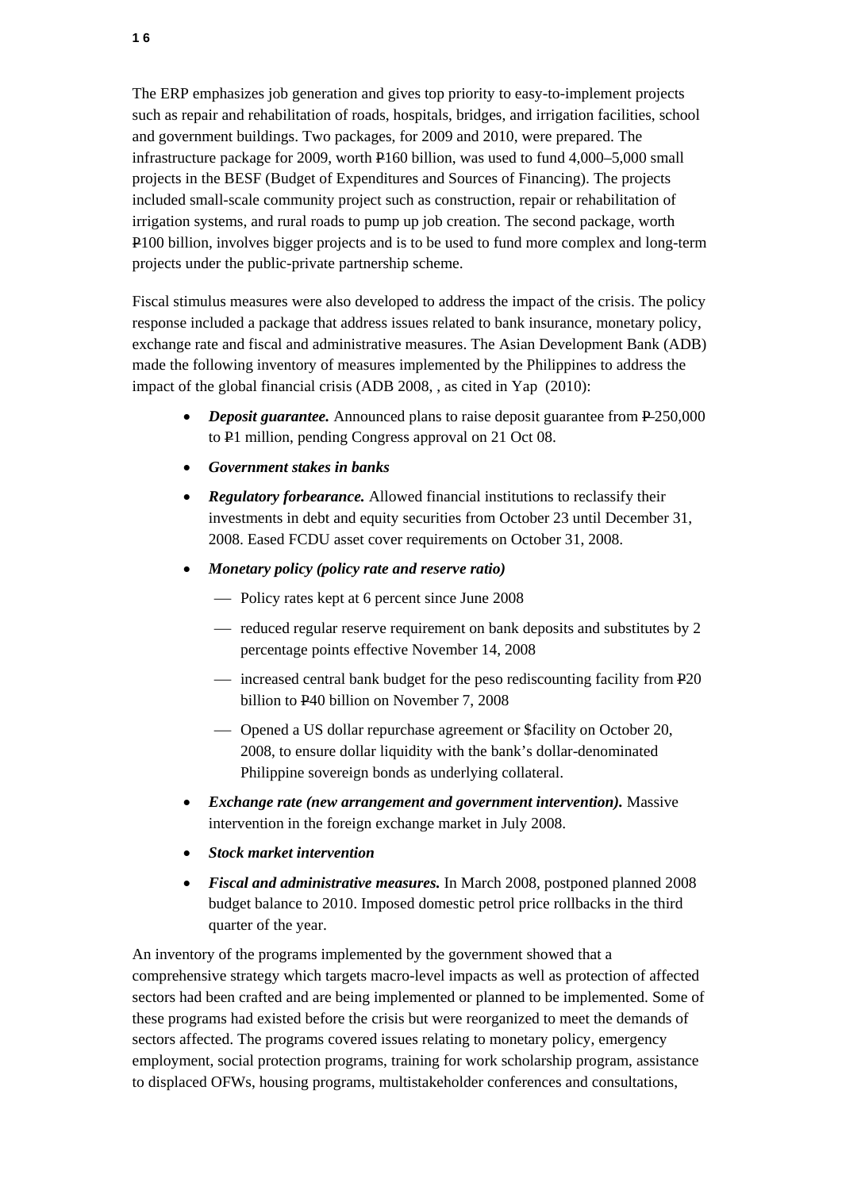The ERP emphasizes job generation and gives top priority to easy-to-implement projects such as repair and rehabilitation of roads, hospitals, bridges, and irrigation facilities, school and government buildings. Two packages, for 2009 and 2010, were prepared. The infrastructure package for 2009, worth ₱160 billion, was used to fund 4,000–5,000 small projects in the BESF (Budget of Expenditures and Sources of Financing). The projects included small-scale community project such as construction, repair or rehabilitation of irrigation systems, and rural roads to pump up job creation. The second package, worth ₱100 billion, involves bigger projects and is to be used to fund more complex and long-term projects under the public-private partnership scheme.

Fiscal stimulus measures were also developed to address the impact of the crisis. The policy response included a package that address issues related to bank insurance, monetary policy, exchange rate and fiscal and administrative measures. The Asian Development Bank (ADB) made the following inventory of measures implemented by the Philippines to address the impact of the global financial crisis (ADB 2008, , as cited in Yap (2010):

- ***Deposit guarantee.*** Announced plans to raise deposit guarantee from ₱250,000 to ₱1 million, pending Congress approval on 21 Oct 08.
- ***Government stakes in banks***
- ***Regulatory forbearance.*** Allowed financial institutions to reclassify their investments in debt and equity securities from October 23 until December 31, 2008. Eased FCDU asset cover requirements on October 31, 2008.
- ***Monetary policy (policy rate and reserve ratio)***
  - Policy rates kept at 6 percent since June 2008
  - reduced regular reserve requirement on bank deposits and substitutes by 2 percentage points effective November 14, 2008
  - increased central bank budget for the peso rediscounting facility from ₱20 billion to ₱40 billion on November 7, 2008
  - Opened a US dollar repurchase agreement or $facility on October 20, 2008, to ensure dollar liquidity with the bank's dollar-denominated Philippine sovereign bonds as underlying collateral.
- ***Exchange rate (new arrangement and government intervention).*** Massive intervention in the foreign exchange market in July 2008.
- ***Stock market intervention***
- ***Fiscal and administrative measures.*** In March 2008, postponed planned 2008 budget balance to 2010. Imposed domestic petrol price rollbacks in the third quarter of the year.

An inventory of the programs implemented by the government showed that a comprehensive strategy which targets macro-level impacts as well as protection of affected sectors had been crafted and are being implemented or planned to be implemented. Some of these programs had existed before the crisis but were reorganized to meet the demands of sectors affected. The programs covered issues relating to monetary policy, emergency employment, social protection programs, training for work scholarship program, assistance to displaced OFWs, housing programs, multistakeholder conferences and consultations,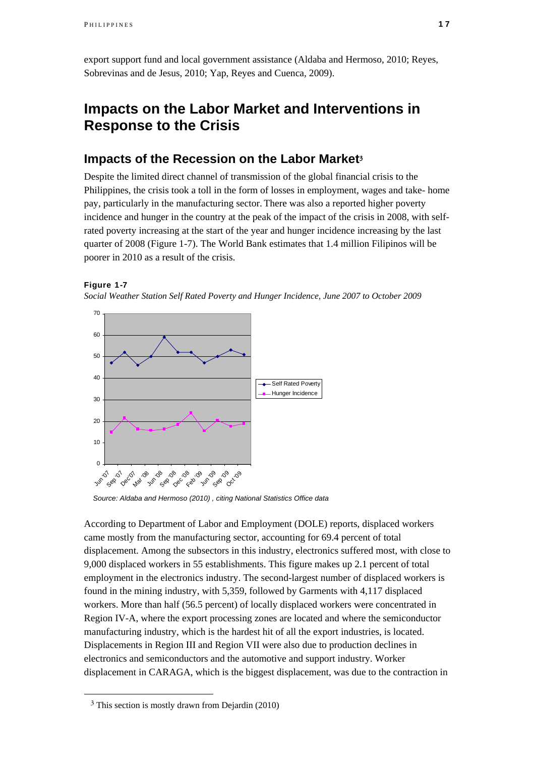export support fund and local government assistance (Aldaba and Hermoso, 2010; Reyes, Sobrevinas and de Jesus, 2010; Yap, Reyes and Cuenca, 2009).

# Impacts on the Labor Market and Interventions in Response to the Crisis

## Impacts of the Recession on the Labor Market[3]

Despite the limited direct channel of transmission of the global financial crisis to the Philippines, the crisis took a toll in the form of losses in employment, wages and take- home pay, particularly in the manufacturing sector. There was also a reported higher poverty incidence and hunger in the country at the peak of the impact of the crisis in 2008, with self-rated poverty increasing at the start of the year and hunger incidence increasing by the last quarter of 2008 (Figure 1-7). The World Bank estimates that 1.4 million Filipinos will be poorer in 2010 as a result of the crisis.

**Figure 1-7**

*Social Weather Station Self Rated Poverty and Hunger Incidence, June 2007 to October 2009*

*Source: Aldaba and Hermoso (2010) , citing National Statistics Office data*

According to Department of Labor and Employment (DOLE) reports, displaced workers came mostly from the manufacturing sector, accounting for 69.4 percent of total displacement. Among the subsectors in this industry, electronics suffered most, with close to 9,000 displaced workers in 55 establishments. This figure makes up 2.1 percent of total employment in the electronics industry. The second-largest number of displaced workers is found in the mining industry, with 5,359, followed by Garments with 4,117 displaced workers. More than half (56.5 percent) of locally displaced workers were concentrated in Region IV-A, where the export processing zones are located and where the semiconductor manufacturing industry, which is the hardest hit of all the export industries, is located. Displacements in Region III and Region VII were also due to production declines in electronics and semiconductors and the automotive and support industry. Worker displacement in CARAGA, which is the biggest displacement, was due to the contraction in

[3] This section is mostly drawn from Dejardin (2010)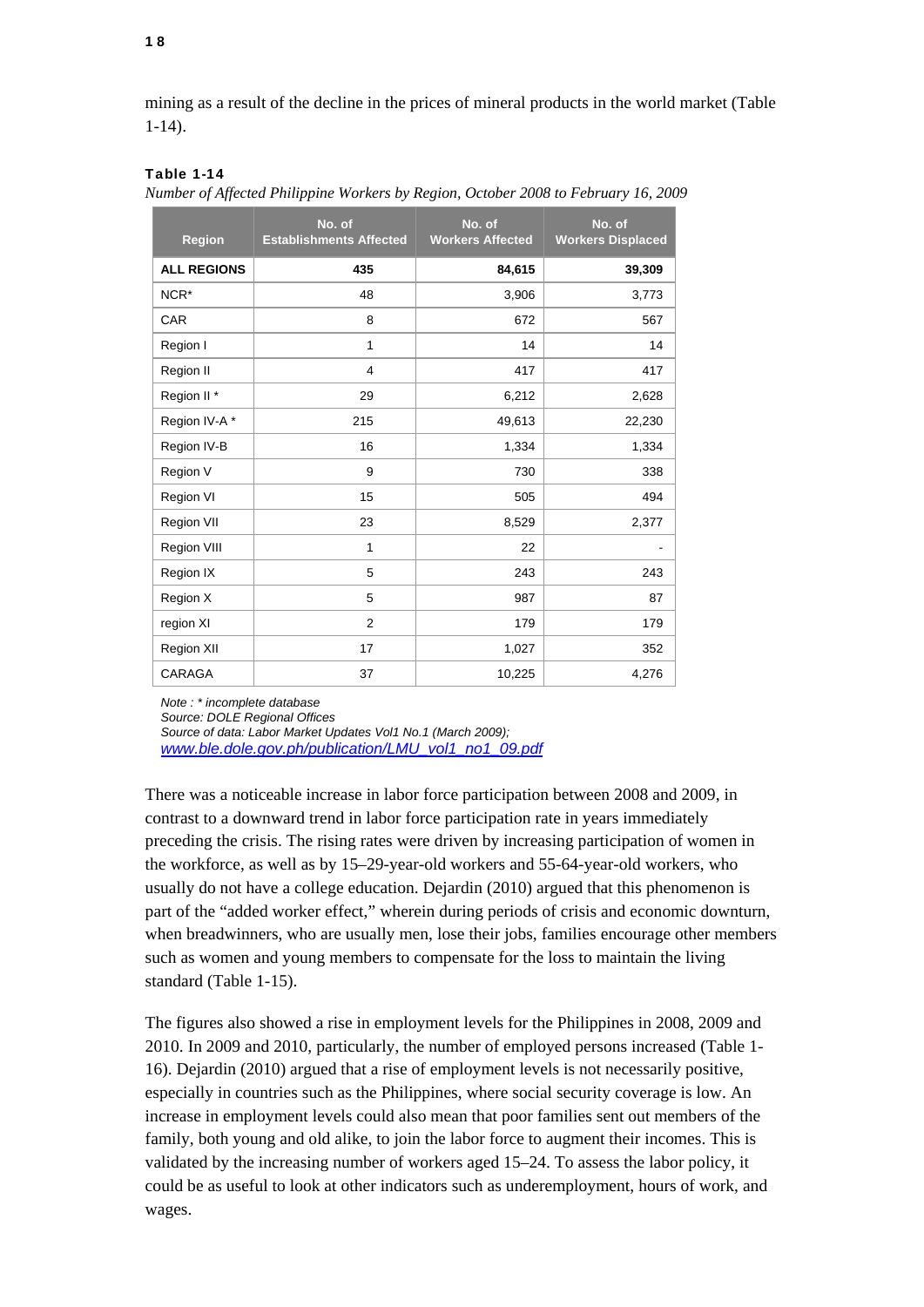mining as a result of the decline in the prices of mineral products in the world market (Table 1-14).

**Table 1-14**

*Number of Affected Philippine Workers by Region, October 2008 to February 16, 2009*

| Region | No. of Establishments Affected | No. of Workers Affected | No. of Workers Displaced |
|---|---|---|---|
| **ALL REGIONS** | **435** | **84,615** | **39,309** |
| NCR* | 48 | 3,906 | 3,773 |
| CAR | 8 | 672 | 567 |
| Region I | 1 | 14 | 14 |
| Region II | 4 | 417 | 417 |
| Region II * | 29 | 6,212 | 2,628 |
| Region IV-A * | 215 | 49,613 | 22,230 |
| Region IV-B | 16 | 1,334 | 1,334 |
| Region V | 9 | 730 | 338 |
| Region VI | 15 | 505 | 494 |
| Region VII | 23 | 8,529 | 2,377 |
| Region VIII | 1 | 22 | - |
| Region IX | 5 | 243 | 243 |
| Region X | 5 | 987 | 87 |
| region XI | 2 | 179 | 179 |
| Region XII | 17 | 1,027 | 352 |
| CARAGA | 37 | 10,225 | 4,276 |

*Note : * incomplete database*
*Source: DOLE Regional Offices*
*Source of data: Labor Market Updates Vol1 No.1 (March 2009);*
*www.ble.dole.gov.ph/publication/LMU_vol1_no1_09.pdf*

There was a noticeable increase in labor force participation between 2008 and 2009, in contrast to a downward trend in labor force participation rate in years immediately preceding the crisis. The rising rates were driven by increasing participation of women in the workforce, as well as by 15–29-year-old workers and 55-64-year-old workers, who usually do not have a college education. Dejardin (2010) argued that this phenomenon is part of the "added worker effect," wherein during periods of crisis and economic downturn, when breadwinners, who are usually men, lose their jobs, families encourage other members such as women and young members to compensate for the loss to maintain the living standard (Table 1-15).

The figures also showed a rise in employment levels for the Philippines in 2008, 2009 and 2010. In 2009 and 2010, particularly, the number of employed persons increased (Table 1-16). Dejardin (2010) argued that a rise of employment levels is not necessarily positive, especially in countries such as the Philippines, where social security coverage is low. An increase in employment levels could also mean that poor families sent out members of the family, both young and old alike, to join the labor force to augment their incomes. This is validated by the increasing number of workers aged 15–24. To assess the labor policy, it could be as useful to look at other indicators such as underemployment, hours of work, and wages.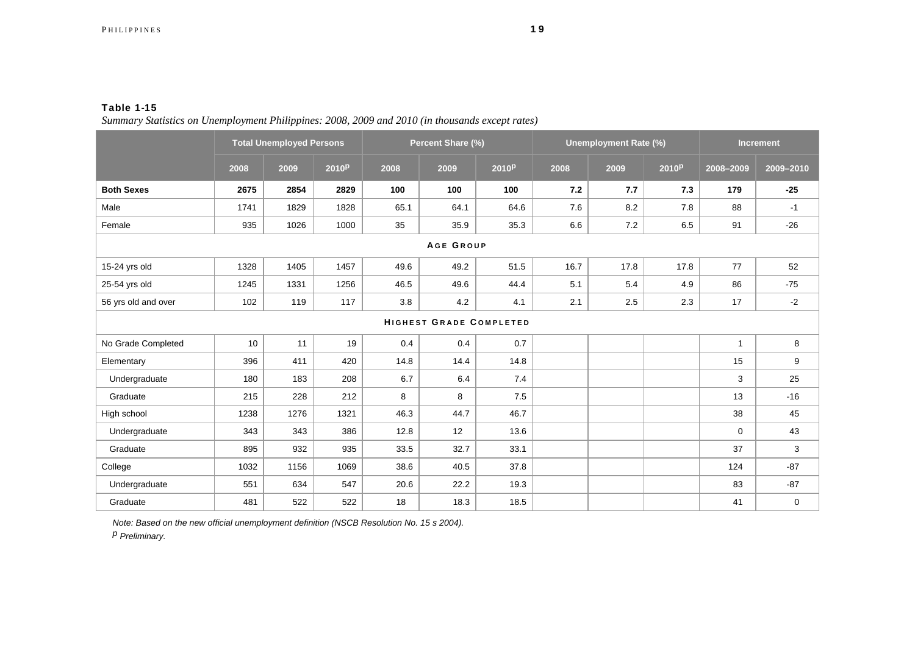**Table 1-15**

*Summary Statistics on Unemployment Philippines: 2008, 2009 and 2010 (in thousands except rates)*

| | Total Unemployed Persons | | | Percent Share (%) | | | Unemployment Rate (%) | | | Increment | |
|---|---|---|---|---|---|---|---|---|---|---|---|
| | 2008 | 2009 | 2010p | 2008 | 2009 | 2010p | 2008 | 2009 | 2010p | 2008–2009 | 2009–2010 |
| **Both Sexes** | **2675** | **2854** | **2829** | **100** | **100** | **100** | **7.2** | **7.7** | **7.3** | **179** | **-25** |
| Male | 1741 | 1829 | 1828 | 65.1 | 64.1 | 64.6 | 7.6 | 8.2 | 7.8 | 88 | -1 |
| Female | 935 | 1026 | 1000 | 35 | 35.9 | 35.3 | 6.6 | 7.2 | 6.5 | 91 | -26 |
| **AGE GROUP** | | | | | | | | | | | |
| 15-24 yrs old | 1328 | 1405 | 1457 | 49.6 | 49.2 | 51.5 | 16.7 | 17.8 | 17.8 | 77 | 52 |
| 25-54 yrs old | 1245 | 1331 | 1256 | 46.5 | 49.6 | 44.4 | 5.1 | 5.4 | 4.9 | 86 | -75 |
| 56 yrs old and over | 102 | 119 | 117 | 3.8 | 4.2 | 4.1 | 2.1 | 2.5 | 2.3 | 17 | -2 |
| **HIGHEST GRADE COMPLETED** | | | | | | | | | | | |
| No Grade Completed | 10 | 11 | 19 | 0.4 | 0.4 | 0.7 | | | | 1 | 8 |
| Elementary | 396 | 411 | 420 | 14.8 | 14.4 | 14.8 | | | | 15 | 9 |
| Undergraduate | 180 | 183 | 208 | 6.7 | 6.4 | 7.4 | | | | 3 | 25 |
| Graduate | 215 | 228 | 212 | 8 | 8 | 7.5 | | | | 13 | -16 |
| High school | 1238 | 1276 | 1321 | 46.3 | 44.7 | 46.7 | | | | 38 | 45 |
| Undergraduate | 343 | 343 | 386 | 12.8 | 12 | 13.6 | | | | 0 | 43 |
| Graduate | 895 | 932 | 935 | 33.5 | 32.7 | 33.1 | | | | 37 | 3 |
| College | 1032 | 1156 | 1069 | 38.6 | 40.5 | 37.8 | | | | 124 | -87 |
| Undergraduate | 551 | 634 | 547 | 20.6 | 22.2 | 19.3 | | | | 83 | -87 |
| Graduate | 481 | 522 | 522 | 18 | 18.3 | 18.5 | | | | 41 | 0 |

*Note: Based on the new official unemployment definition (NSCB Resolution No. 15 s 2004).*

*p Preliminary.*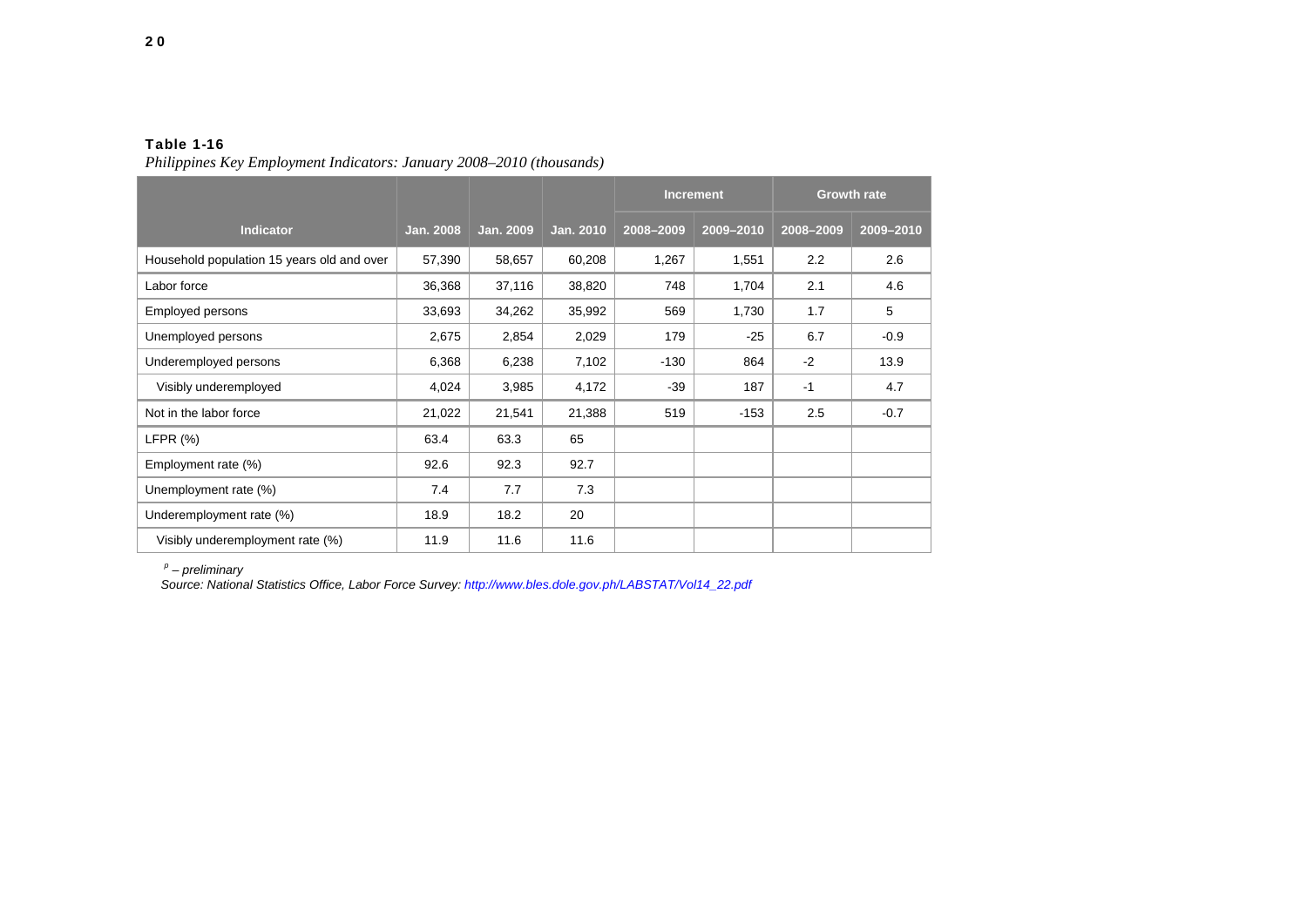**Table 1-16**

*Philippines Key Employment Indicators: January 2008–2010 (thousands)*

| Indicator | Jan. 2008 | Jan. 2009 | Jan. 2010 | Increment | | Growth rate | |
|---|---|---|---|---|---|---|---|
| | | | | 2008–2009 | 2009–2010 | 2008–2009 | 2009–2010 |
| Household population 15 years old and over | 57,390 | 58,657 | 60,208 | 1,267 | 1,551 | 2.2 | 2.6 |
| Labor force | 36,368 | 37,116 | 38,820 | 748 | 1,704 | 2.1 | 4.6 |
| Employed persons | 33,693 | 34,262 | 35,992 | 569 | 1,730 | 1.7 | 5 |
| Unemployed persons | 2,675 | 2,854 | 2,029 | 179 | -25 | 6.7 | -0.9 |
| Underemployed persons | 6,368 | 6,238 | 7,102 | -130 | 864 | -2 | 13.9 |
| Visibly underemployed | 4,024 | 3,985 | 4,172 | -39 | 187 | -1 | 4.7 |
| Not in the labor force | 21,022 | 21,541 | 21,388 | 519 | -153 | 2.5 | -0.7 |
| LFPR (%) | 63.4 | 63.3 | 65 | | | | |
| Employment rate (%) | 92.6 | 92.3 | 92.7 | | | | |
| Unemployment rate (%) | 7.4 | 7.7 | 7.3 | | | | |
| Underemployment rate (%) | 18.9 | 18.2 | 20 | | | | |
| Visibly underemployment rate (%) | 11.9 | 11.6 | 11.6 | | | | |

*[p] – preliminary*

*Source: National Statistics Office, Labor Force Survey: http://www.bles.dole.gov.ph/LABSTAT/Vol14_22.pdf*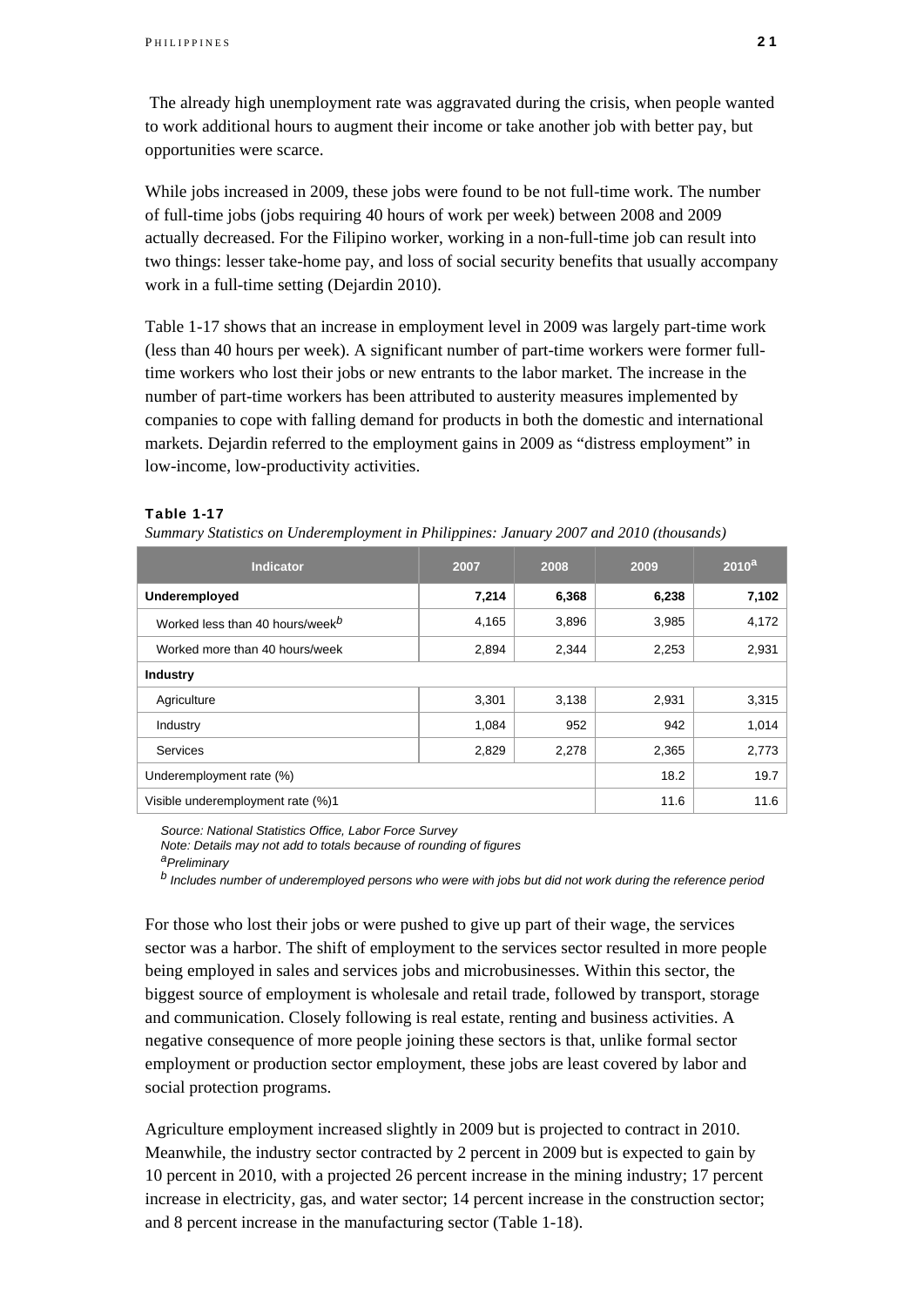The already high unemployment rate was aggravated during the crisis, when people wanted to work additional hours to augment their income or take another job with better pay, but opportunities were scarce.

While jobs increased in 2009, these jobs were found to be not full-time work. The number of full-time jobs (jobs requiring 40 hours of work per week) between 2008 and 2009 actually decreased. For the Filipino worker, working in a non-full-time job can result into two things: lesser take-home pay, and loss of social security benefits that usually accompany work in a full-time setting (Dejardin 2010).

Table 1-17 shows that an increase in employment level in 2009 was largely part-time work (less than 40 hours per week). A significant number of part-time workers were former full-time workers who lost their jobs or new entrants to the labor market. The increase in the number of part-time workers has been attributed to austerity measures implemented by companies to cope with falling demand for products in both the domestic and international markets. Dejardin referred to the employment gains in 2009 as "distress employment" in low-income, low-productivity activities.

**Table 1-17**

*Summary Statistics on Underemployment in Philippines: January 2007 and 2010 (thousands)*

| Indicator | 2007 | 2008 | 2009 | 2010[a] |
|---|---|---|---|---|
| **Underemployed** | **7,214** | **6,368** | **6,238** | **7,102** |
| Worked less than 40 hours/week[b] | 4,165 | 3,896 | 3,985 | 4,172 |
| Worked more than 40 hours/week | 2,894 | 2,344 | 2,253 | 2,931 |
| **Industry** | | | | |
| Agriculture | 3,301 | 3,138 | 2,931 | 3,315 |
| Industry | 1,084 | 952 | 942 | 1,014 |
| Services | 2,829 | 2,278 | 2,365 | 2,773 |
| Underemployment rate (%) | | | 18.2 | 19.7 |
| Visible underemployment rate (%)1 | | | 11.6 | 11.6 |

*Source: National Statistics Office, Labor Force Survey*
*Note: Details may not add to totals because of rounding of figures*
[a]*Preliminary*
[b] *Includes number of underemployed persons who were with jobs but did not work during the reference period*

For those who lost their jobs or were pushed to give up part of their wage, the services sector was a harbor. The shift of employment to the services sector resulted in more people being employed in sales and services jobs and microbusinesses. Within this sector, the biggest source of employment is wholesale and retail trade, followed by transport, storage and communication. Closely following is real estate, renting and business activities. A negative consequence of more people joining these sectors is that, unlike formal sector employment or production sector employment, these jobs are least covered by labor and social protection programs.

Agriculture employment increased slightly in 2009 but is projected to contract in 2010. Meanwhile, the industry sector contracted by 2 percent in 2009 but is expected to gain by 10 percent in 2010, with a projected 26 percent increase in the mining industry; 17 percent increase in electricity, gas, and water sector; 14 percent increase in the construction sector; and 8 percent increase in the manufacturing sector (Table 1-18).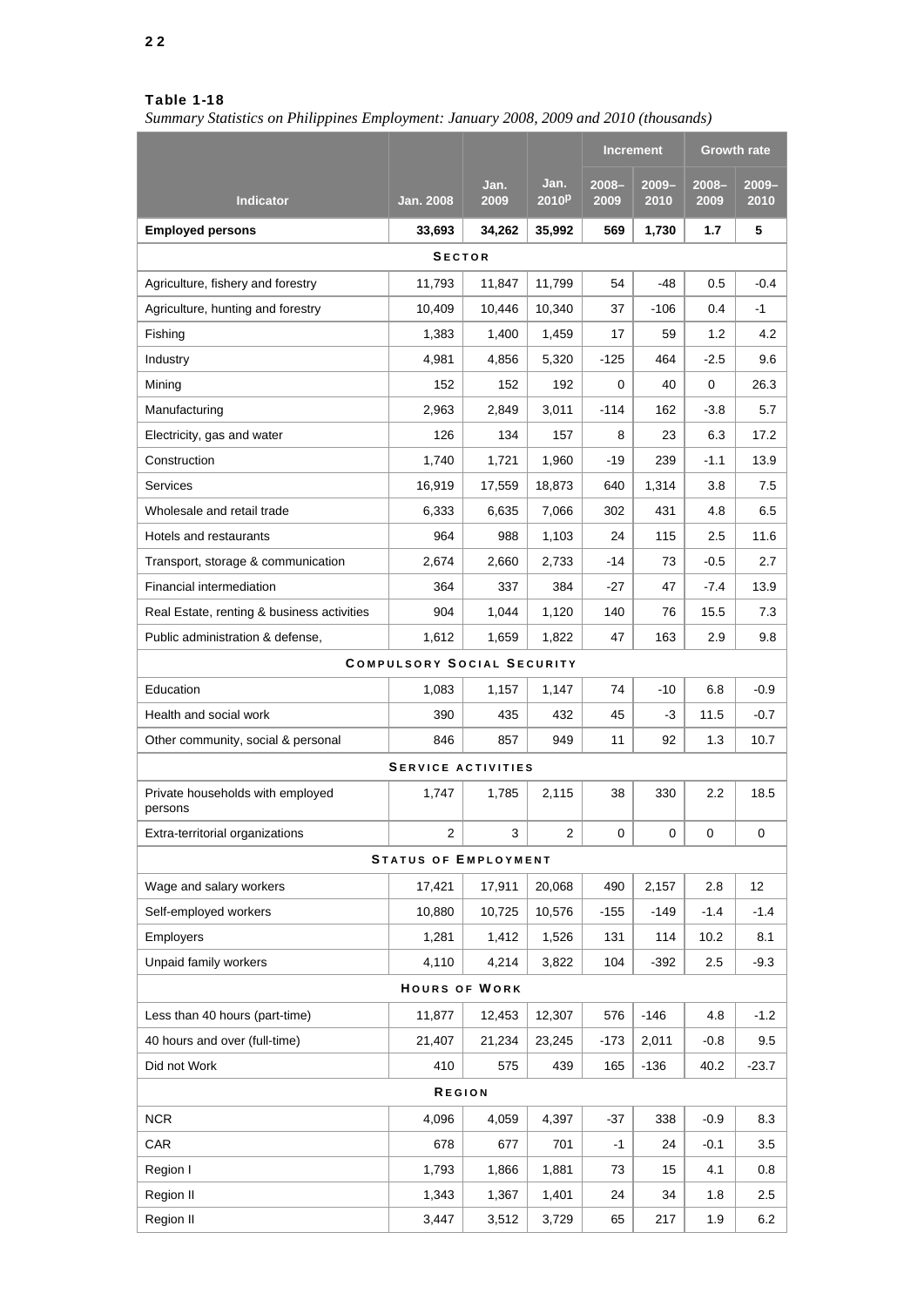**Table 1-18**

*Summary Statistics on Philippines Employment: January 2008, 2009 and 2010 (thousands)*

| Indicator | Jan. 2008 | Jan. 2009 | Jan. 2010p | Increment 2008–2009 | Increment 2009–2010 | Growth rate 2008–2009 | Growth rate 2009–2010 |
|---|---|---|---|---|---|---|---|
| **Employed persons** | **33,693** | **34,262** | **35,992** | **569** | **1,730** | **1.7** | **5** |
| **SECTOR** | | | | | | | |
| Agriculture, fishery and forestry | 11,793 | 11,847 | 11,799 | 54 | -48 | 0.5 | -0.4 |
| Agriculture, hunting and forestry | 10,409 | 10,446 | 10,340 | 37 | -106 | 0.4 | -1 |
| Fishing | 1,383 | 1,400 | 1,459 | 17 | 59 | 1.2 | 4.2 |
| Industry | 4,981 | 4,856 | 5,320 | -125 | 464 | -2.5 | 9.6 |
| Mining | 152 | 152 | 192 | 0 | 40 | 0 | 26.3 |
| Manufacturing | 2,963 | 2,849 | 3,011 | -114 | 162 | -3.8 | 5.7 |
| Electricity, gas and water | 126 | 134 | 157 | 8 | 23 | 6.3 | 17.2 |
| Construction | 1,740 | 1,721 | 1,960 | -19 | 239 | -1.1 | 13.9 |
| Services | 16,919 | 17,559 | 18,873 | 640 | 1,314 | 3.8 | 7.5 |
| Wholesale and retail trade | 6,333 | 6,635 | 7,066 | 302 | 431 | 4.8 | 6.5 |
| Hotels and restaurants | 964 | 988 | 1,103 | 24 | 115 | 2.5 | 11.6 |
| Transport, storage & communication | 2,674 | 2,660 | 2,733 | -14 | 73 | -0.5 | 2.7 |
| Financial intermediation | 364 | 337 | 384 | -27 | 47 | -7.4 | 13.9 |
| Real Estate, renting & business activities | 904 | 1,044 | 1,120 | 140 | 76 | 15.5 | 7.3 |
| Public administration & defense, | 1,612 | 1,659 | 1,822 | 47 | 163 | 2.9 | 9.8 |
| **COMPULSORY SOCIAL SECURITY** | | | | | | | |
| Education | 1,083 | 1,157 | 1,147 | 74 | -10 | 6.8 | -0.9 |
| Health and social work | 390 | 435 | 432 | 45 | -3 | 11.5 | -0.7 |
| Other community, social & personal | 846 | 857 | 949 | 11 | 92 | 1.3 | 10.7 |
| **SERVICE ACTIVITIES** | | | | | | | |
| Private households with employed persons | 1,747 | 1,785 | 2,115 | 38 | 330 | 2.2 | 18.5 |
| Extra-territorial organizations | 2 | 3 | 2 | 0 | 0 | 0 | 0 |
| **STATUS OF EMPLOYMENT** | | | | | | | |
| Wage and salary workers | 17,421 | 17,911 | 20,068 | 490 | 2,157 | 2.8 | 12 |
| Self-employed workers | 10,880 | 10,725 | 10,576 | -155 | -149 | -1.4 | -1.4 |
| Employers | 1,281 | 1,412 | 1,526 | 131 | 114 | 10.2 | 8.1 |
| Unpaid family workers | 4,110 | 4,214 | 3,822 | 104 | -392 | 2.5 | -9.3 |
| **HOURS OF WORK** | | | | | | | |
| Less than 40 hours (part-time) | 11,877 | 12,453 | 12,307 | 576 | -146 | 4.8 | -1.2 |
| 40 hours and over (full-time) | 21,407 | 21,234 | 23,245 | -173 | 2,011 | -0.8 | 9.5 |
| Did not Work | 410 | 575 | 439 | 165 | -136 | 40.2 | -23.7 |
| **REGION** | | | | | | | |
| NCR | 4,096 | 4,059 | 4,397 | -37 | 338 | -0.9 | 8.3 |
| CAR | 678 | 677 | 701 | -1 | 24 | -0.1 | 3.5 |
| Region I | 1,793 | 1,866 | 1,881 | 73 | 15 | 4.1 | 0.8 |
| Region II | 1,343 | 1,367 | 1,401 | 24 | 34 | 1.8 | 2.5 |
| Region II | 3,447 | 3,512 | 3,729 | 65 | 217 | 1.9 | 6.2 |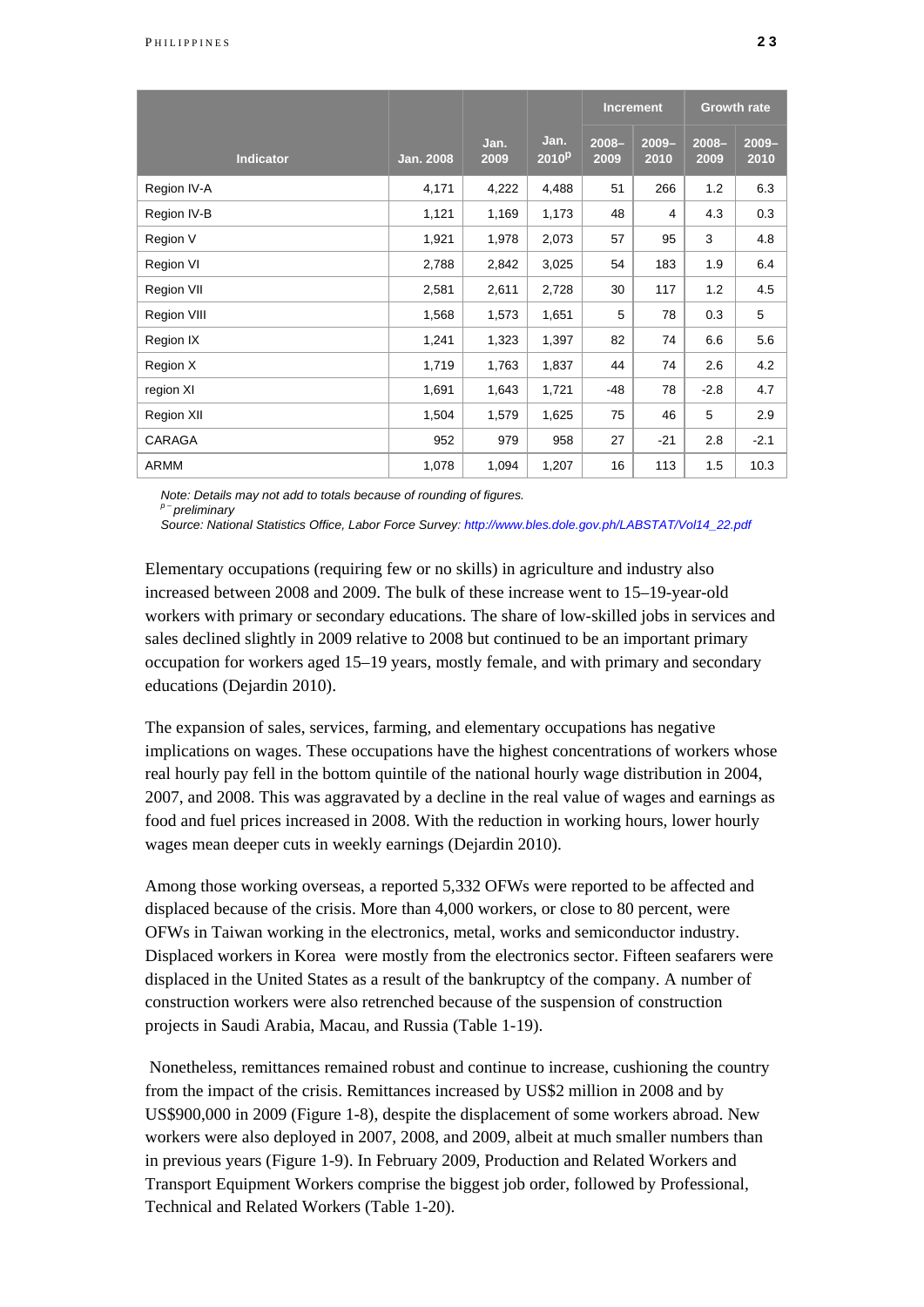| Indicator | Jan. 2008 | Jan. 2009 | Jan. 2010$^p$ | Increment | | Growth rate | |
|---|---|---|---|---|---|---|---|
| | | | | 2008–2009 | 2009–2010 | 2008–2009 | 2009–2010 |
| Region IV-A | 4,171 | 4,222 | 4,488 | 51 | 266 | 1.2 | 6.3 |
| Region IV-B | 1,121 | 1,169 | 1,173 | 48 | 4 | 4.3 | 0.3 |
| Region V | 1,921 | 1,978 | 2,073 | 57 | 95 | 3 | 4.8 |
| Region VI | 2,788 | 2,842 | 3,025 | 54 | 183 | 1.9 | 6.4 |
| Region VII | 2,581 | 2,611 | 2,728 | 30 | 117 | 1.2 | 4.5 |
| Region VIII | 1,568 | 1,573 | 1,651 | 5 | 78 | 0.3 | 5 |
| Region IX | 1,241 | 1,323 | 1,397 | 82 | 74 | 6.6 | 5.6 |
| Region X | 1,719 | 1,763 | 1,837 | 44 | 74 | 2.6 | 4.2 |
| region XI | 1,691 | 1,643 | 1,721 | -48 | 78 | -2.8 | 4.7 |
| Region XII | 1,504 | 1,579 | 1,625 | 75 | 46 | 5 | 2.9 |
| CARAGA | 952 | 979 | 958 | 27 | -21 | 2.8 | -2.1 |
| ARMM | 1,078 | 1,094 | 1,207 | 16 | 113 | 1.5 | 10.3 |

*Note: Details may not add to totals because of rounding of figures.*
*$^p$ – preliminary*
*Source: National Statistics Office, Labor Force Survey: http://www.bles.dole.gov.ph/LABSTAT/Vol14_22.pdf*

Elementary occupations (requiring few or no skills) in agriculture and industry also increased between 2008 and 2009. The bulk of these increase went to 15–19-year-old workers with primary or secondary educations. The share of low-skilled jobs in services and sales declined slightly in 2009 relative to 2008 but continued to be an important primary occupation for workers aged 15–19 years, mostly female, and with primary and secondary educations (Dejardin 2010).

The expansion of sales, services, farming, and elementary occupations has negative implications on wages. These occupations have the highest concentrations of workers whose real hourly pay fell in the bottom quintile of the national hourly wage distribution in 2004, 2007, and 2008. This was aggravated by a decline in the real value of wages and earnings as food and fuel prices increased in 2008. With the reduction in working hours, lower hourly wages mean deeper cuts in weekly earnings (Dejardin 2010).

Among those working overseas, a reported 5,332 OFWs were reported to be affected and displaced because of the crisis. More than 4,000 workers, or close to 80 percent, were OFWs in Taiwan working in the electronics, metal, works and semiconductor industry. Displaced workers in Korea were mostly from the electronics sector. Fifteen seafarers were displaced in the United States as a result of the bankruptcy of the company. A number of construction workers were also retrenched because of the suspension of construction projects in Saudi Arabia, Macau, and Russia (Table 1-19).

Nonetheless, remittances remained robust and continue to increase, cushioning the country from the impact of the crisis. Remittances increased by US$2 million in 2008 and by US$900,000 in 2009 (Figure 1-8), despite the displacement of some workers abroad. New workers were also deployed in 2007, 2008, and 2009, albeit at much smaller numbers than in previous years (Figure 1-9). In February 2009, Production and Related Workers and Transport Equipment Workers comprise the biggest job order, followed by Professional, Technical and Related Workers (Table 1-20).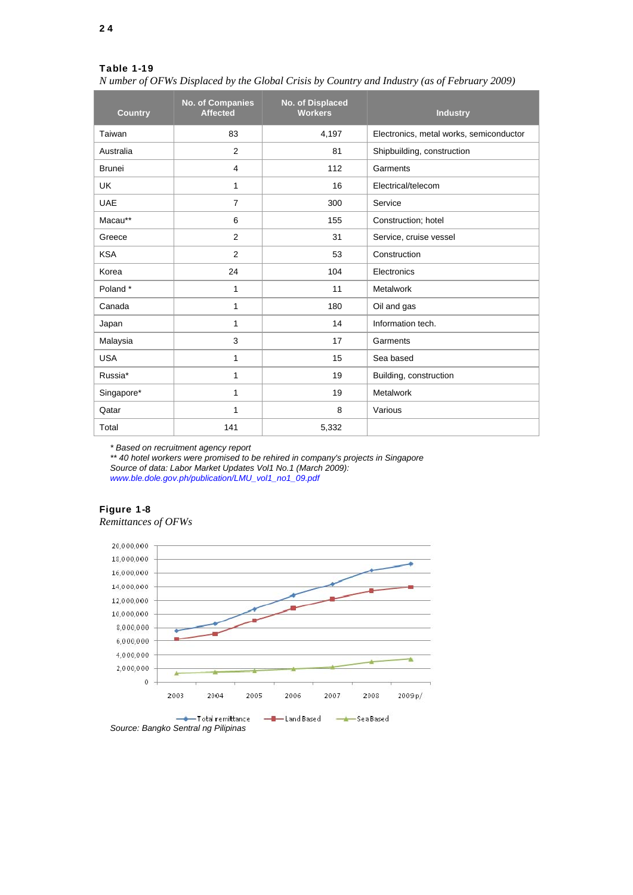**Table 1-19**

*N umber of OFWs Displaced by the Global Crisis by Country and Industry (as of February 2009)*

| Country | No. of Companies Affected | No. of Displaced Workers | Industry |
|---|---|---|---|
| Taiwan | 83 | 4,197 | Electronics, metal works, semiconductor |
| Australia | 2 | 81 | Shipbuilding, construction |
| Brunei | 4 | 112 | Garments |
| UK | 1 | 16 | Electrical/telecom |
| UAE | 7 | 300 | Service |
| Macau** | 6 | 155 | Construction; hotel |
| Greece | 2 | 31 | Service, cruise vessel |
| KSA | 2 | 53 | Construction |
| Korea | 24 | 104 | Electronics |
| Poland * | 1 | 11 | Metalwork |
| Canada | 1 | 180 | Oil and gas |
| Japan | 1 | 14 | Information tech. |
| Malaysia | 3 | 17 | Garments |
| USA | 1 | 15 | Sea based |
| Russia* | 1 | 19 | Building, construction |
| Singapore* | 1 | 19 | Metalwork |
| Qatar | 1 | 8 | Various |
| Total | 141 | 5,332 | |

*\* Based on recruitment agency report*
*\*\* 40 hotel workers were promised to be rehired in company's projects in Singapore*
*Source of data: Labor Market Updates Vol1 No.1 (March 2009):*
*www.ble.dole.gov.ph/publication/LMU_vol1_no1_09.pdf*

**Figure 1-8**

*Remittances of OFWs*

*Source: Bangko Sentral ng Pilipinas*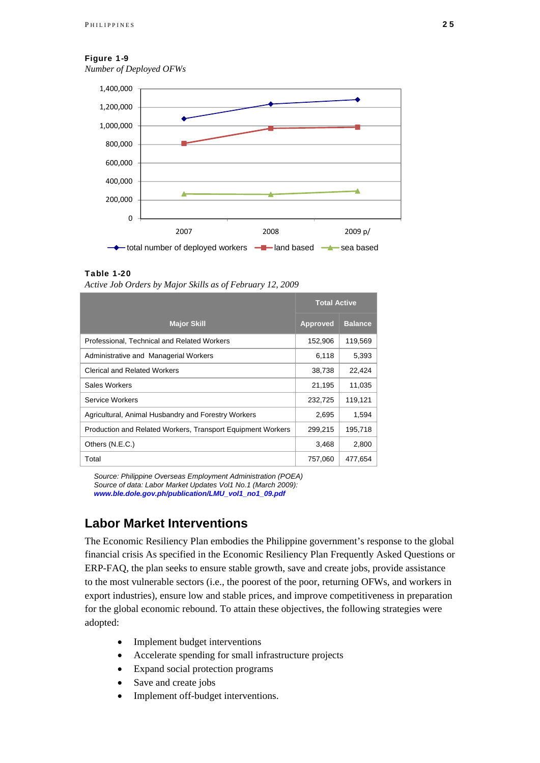**Figure 1-9**

*Number of Deployed OFWs*

**Table 1-20**

*Active Job Orders by Major Skills as of February 12, 2009*

| Major Skill | Total Active | |
|---|---|---|
| | Approved | Balance |
| Professional, Technical and Related Workers | 152,906 | 119,569 |
| Administrative and Managerial Workers | 6,118 | 5,393 |
| Clerical and Related Workers | 38,738 | 22,424 |
| Sales Workers | 21,195 | 11,035 |
| Service Workers | 232,725 | 119,121 |
| Agricultural, Animal Husbandry and Forestry Workers | 2,695 | 1,594 |
| Production and Related Workers, Transport Equipment Workers | 299,215 | 195,718 |
| Others (N.E.C.) | 3,468 | 2,800 |
| Total | 757,060 | 477,654 |

*Source: Philippine Overseas Employment Administration (POEA)*
*Source of data: Labor Market Updates Vol1 No.1 (March 2009):*
***www.ble.dole.gov.ph/publication/LMU_vol1_no1_09.pdf***

## Labor Market Interventions

The Economic Resiliency Plan embodies the Philippine government's response to the global financial crisis As specified in the Economic Resiliency Plan Frequently Asked Questions or ERP-FAQ, the plan seeks to ensure stable growth, save and create jobs, provide assistance to the most vulnerable sectors (i.e., the poorest of the poor, returning OFWs, and workers in export industries), ensure low and stable prices, and improve competitiveness in preparation for the global economic rebound. To attain these objectives, the following strategies were adopted:

- Implement budget interventions
- Accelerate spending for small infrastructure projects
- Expand social protection programs
- Save and create jobs
- Implement off-budget interventions.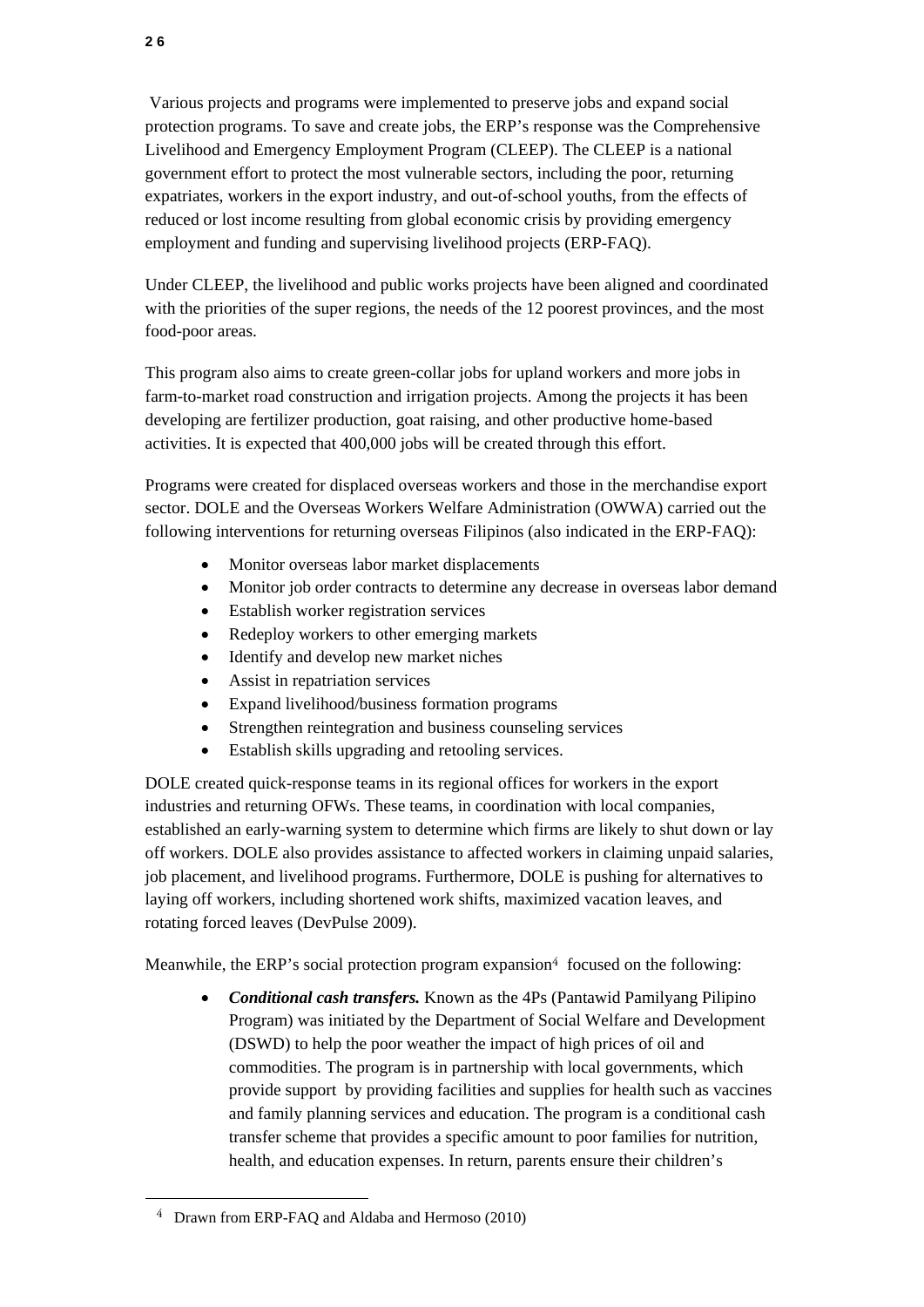Various projects and programs were implemented to preserve jobs and expand social protection programs. To save and create jobs, the ERP's response was the Comprehensive Livelihood and Emergency Employment Program (CLEEP). The CLEEP is a national government effort to protect the most vulnerable sectors, including the poor, returning expatriates, workers in the export industry, and out-of-school youths, from the effects of reduced or lost income resulting from global economic crisis by providing emergency employment and funding and supervising livelihood projects (ERP-FAQ).

Under CLEEP, the livelihood and public works projects have been aligned and coordinated with the priorities of the super regions, the needs of the 12 poorest provinces, and the most food-poor areas.

This program also aims to create green-collar jobs for upland workers and more jobs in farm-to-market road construction and irrigation projects. Among the projects it has been developing are fertilizer production, goat raising, and other productive home-based activities. It is expected that 400,000 jobs will be created through this effort.

Programs were created for displaced overseas workers and those in the merchandise export sector. DOLE and the Overseas Workers Welfare Administration (OWWA) carried out the following interventions for returning overseas Filipinos (also indicated in the ERP-FAQ):

- Monitor overseas labor market displacements
- Monitor job order contracts to determine any decrease in overseas labor demand
- Establish worker registration services
- Redeploy workers to other emerging markets
- Identify and develop new market niches
- Assist in repatriation services
- Expand livelihood/business formation programs
- Strengthen reintegration and business counseling services
- Establish skills upgrading and retooling services.

DOLE created quick-response teams in its regional offices for workers in the export industries and returning OFWs. These teams, in coordination with local companies, established an early-warning system to determine which firms are likely to shut down or lay off workers. DOLE also provides assistance to affected workers in claiming unpaid salaries, job placement, and livelihood programs. Furthermore, DOLE is pushing for alternatives to laying off workers, including shortened work shifts, maximized vacation leaves, and rotating forced leaves (DevPulse 2009).

Meanwhile, the ERP's social protection program expansion[4] focused on the following:

- ***Conditional cash transfers.*** Known as the 4Ps (Pantawid Pamilyang Pilipino Program) was initiated by the Department of Social Welfare and Development (DSWD) to help the poor weather the impact of high prices of oil and commodities. The program is in partnership with local governments, which provide support by providing facilities and supplies for health such as vaccines and family planning services and education. The program is a conditional cash transfer scheme that provides a specific amount to poor families for nutrition, health, and education expenses. In return, parents ensure their children's

[4] Drawn from ERP-FAQ and Aldaba and Hermoso (2010)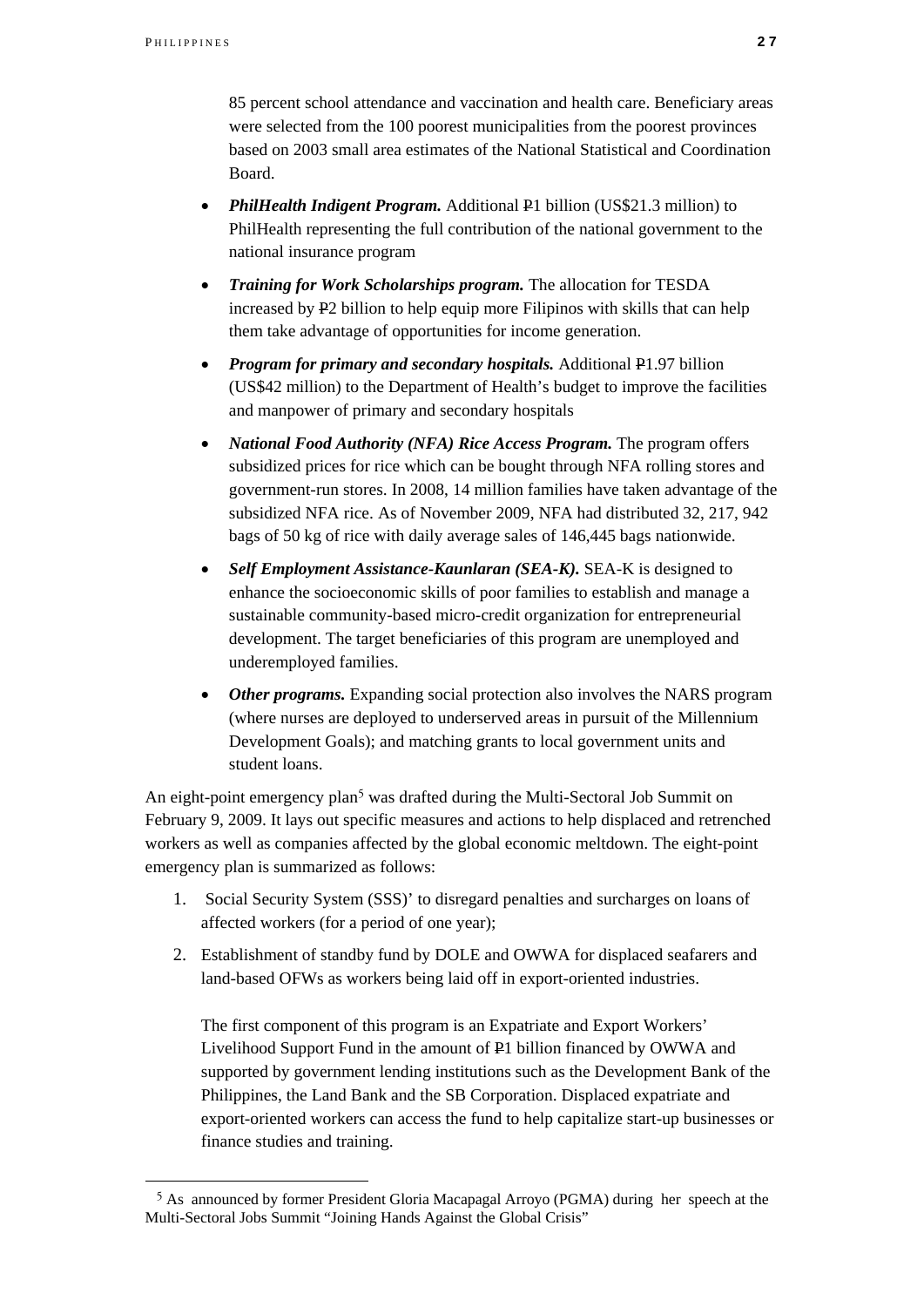85 percent school attendance and vaccination and health care. Beneficiary areas were selected from the 100 poorest municipalities from the poorest provinces based on 2003 small area estimates of the National Statistical and Coordination Board.

- ***PhilHealth Indigent Program.*** Additional ₱1 billion (US$21.3 million) to PhilHealth representing the full contribution of the national government to the national insurance program
- ***Training for Work Scholarships program.*** The allocation for TESDA increased by ₱2 billion to help equip more Filipinos with skills that can help them take advantage of opportunities for income generation.
- ***Program for primary and secondary hospitals.*** Additional ₱1.97 billion (US$42 million) to the Department of Health's budget to improve the facilities and manpower of primary and secondary hospitals
- ***National Food Authority (NFA) Rice Access Program.*** The program offers subsidized prices for rice which can be bought through NFA rolling stores and government-run stores. In 2008, 14 million families have taken advantage of the subsidized NFA rice. As of November 2009, NFA had distributed 32, 217, 942 bags of 50 kg of rice with daily average sales of 146,445 bags nationwide.
- ***Self Employment Assistance-Kaunlaran (SEA-K).*** SEA-K is designed to enhance the socioeconomic skills of poor families to establish and manage a sustainable community-based micro-credit organization for entrepreneurial development. The target beneficiaries of this program are unemployed and underemployed families.
- ***Other programs.*** Expanding social protection also involves the NARS program (where nurses are deployed to underserved areas in pursuit of the Millennium Development Goals); and matching grants to local government units and student loans.

An eight-point emergency plan[5] was drafted during the Multi-Sectoral Job Summit on February 9, 2009. It lays out specific measures and actions to help displaced and retrenched workers as well as companies affected by the global economic meltdown. The eight-point emergency plan is summarized as follows:

1. Social Security System (SSS)' to disregard penalties and surcharges on loans of affected workers (for a period of one year);
2. Establishment of standby fund by DOLE and OWWA for displaced seafarers and land-based OFWs as workers being laid off in export-oriented industries.

   The first component of this program is an Expatriate and Export Workers' Livelihood Support Fund in the amount of ₱1 billion financed by OWWA and supported by government lending institutions such as the Development Bank of the Philippines, the Land Bank and the SB Corporation. Displaced expatriate and export-oriented workers can access the fund to help capitalize start-up businesses or finance studies and training.

[5] As announced by former President Gloria Macapagal Arroyo (PGMA) during her speech at the Multi-Sectoral Jobs Summit "Joining Hands Against the Global Crisis"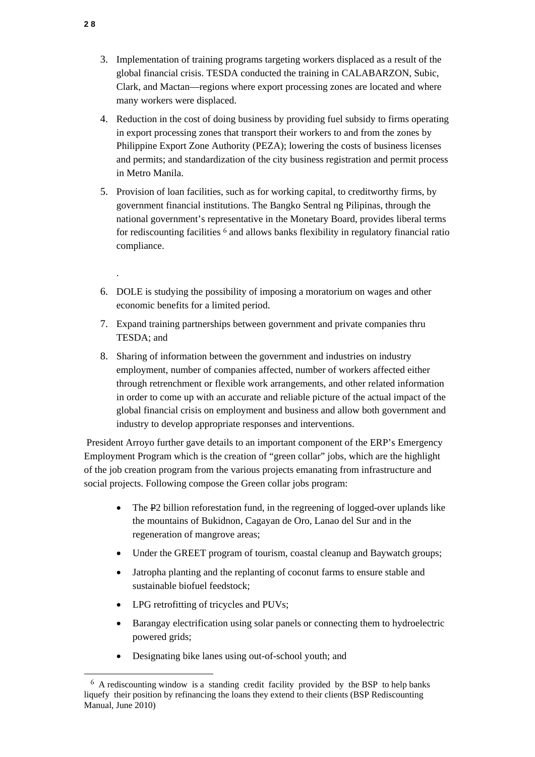3. Implementation of training programs targeting workers displaced as a result of the global financial crisis. TESDA conducted the training in CALABARZON, Subic, Clark, and Mactan—regions where export processing zones are located and where many workers were displaced.

4. Reduction in the cost of doing business by providing fuel subsidy to firms operating in export processing zones that transport their workers to and from the zones by Philippine Export Zone Authority (PEZA); lowering the costs of business licenses and permits; and standardization of the city business registration and permit process in Metro Manila.

5. Provision of loan facilities, such as for working capital, to creditworthy firms, by government financial institutions. The Bangko Sentral ng Pilipinas, through the national government's representative in the Monetary Board, provides liberal terms for rediscounting facilities [6] and allows banks flexibility in regulatory financial ratio compliance.

.

6. DOLE is studying the possibility of imposing a moratorium on wages and other economic benefits for a limited period.

7. Expand training partnerships between government and private companies thru TESDA; and

8. Sharing of information between the government and industries on industry employment, number of companies affected, number of workers affected either through retrenchment or flexible work arrangements, and other related information in order to come up with an accurate and reliable picture of the actual impact of the global financial crisis on employment and business and allow both government and industry to develop appropriate responses and interventions.

President Arroyo further gave details to an important component of the ERP's Emergency Employment Program which is the creation of "green collar" jobs, which are the highlight of the job creation program from the various projects emanating from infrastructure and social projects. Following compose the Green collar jobs program:

- The ₱2 billion reforestation fund, in the regreening of logged-over uplands like the mountains of Bukidnon, Cagayan de Oro, Lanao del Sur and in the regeneration of mangrove areas;
- Under the GREET program of tourism, coastal cleanup and Baywatch groups;
- Jatropha planting and the replanting of coconut farms to ensure stable and sustainable biofuel feedstock;
- LPG retrofitting of tricycles and PUVs;
- Barangay electrification using solar panels or connecting them to hydroelectric powered grids;
- Designating bike lanes using out-of-school youth; and

[6] A rediscounting window is a standing credit facility provided by the BSP to help banks liquefy their position by refinancing the loans they extend to their clients (BSP Rediscounting Manual, June 2010)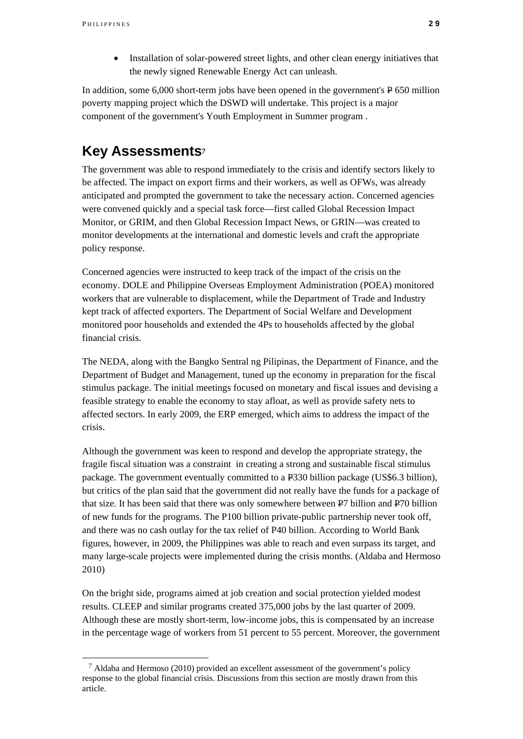- Installation of solar-powered street lights, and other clean energy initiatives that the newly signed Renewable Energy Act can unleash.

In addition, some 6,000 short-term jobs have been opened in the government's ₱ 650 million poverty mapping project which the DSWD will undertake. This project is a major component of the government's Youth Employment in Summer program .

## Key Assessments[7]

The government was able to respond immediately to the crisis and identify sectors likely to be affected. The impact on export firms and their workers, as well as OFWs, was already anticipated and prompted the government to take the necessary action. Concerned agencies were convened quickly and a special task force—first called Global Recession Impact Monitor, or GRIM, and then Global Recession Impact News, or GRIN—was created to monitor developments at the international and domestic levels and craft the appropriate policy response.

Concerned agencies were instructed to keep track of the impact of the crisis on the economy. DOLE and Philippine Overseas Employment Administration (POEA) monitored workers that are vulnerable to displacement, while the Department of Trade and Industry kept track of affected exporters. The Department of Social Welfare and Development monitored poor households and extended the 4Ps to households affected by the global financial crisis.

The NEDA, along with the Bangko Sentral ng Pilipinas, the Department of Finance, and the Department of Budget and Management, tuned up the economy in preparation for the fiscal stimulus package. The initial meetings focused on monetary and fiscal issues and devising a feasible strategy to enable the economy to stay afloat, as well as provide safety nets to affected sectors. In early 2009, the ERP emerged, which aims to address the impact of the crisis.

Although the government was keen to respond and develop the appropriate strategy, the fragile fiscal situation was a constraint in creating a strong and sustainable fiscal stimulus package. The government eventually committed to a ₱330 billion package (US$6.3 billion), but critics of the plan said that the government did not really have the funds for a package of that size. It has been said that there was only somewhere between ₱7 billion and ₱70 billion of new funds for the programs. The P100 billion private-public partnership never took off, and there was no cash outlay for the tax relief of P40 billion. According to World Bank figures, however, in 2009, the Philippines was able to reach and even surpass its target, and many large-scale projects were implemented during the crisis months. (Aldaba and Hermoso 2010)

On the bright side, programs aimed at job creation and social protection yielded modest results. CLEEP and similar programs created 375,000 jobs by the last quarter of 2009. Although these are mostly short-term, low-income jobs, this is compensated by an increase in the percentage wage of workers from 51 percent to 55 percent. Moreover, the government

[7] Aldaba and Hermoso (2010) provided an excellent assessment of the government's policy response to the global financial crisis. Discussions from this section are mostly drawn from this article.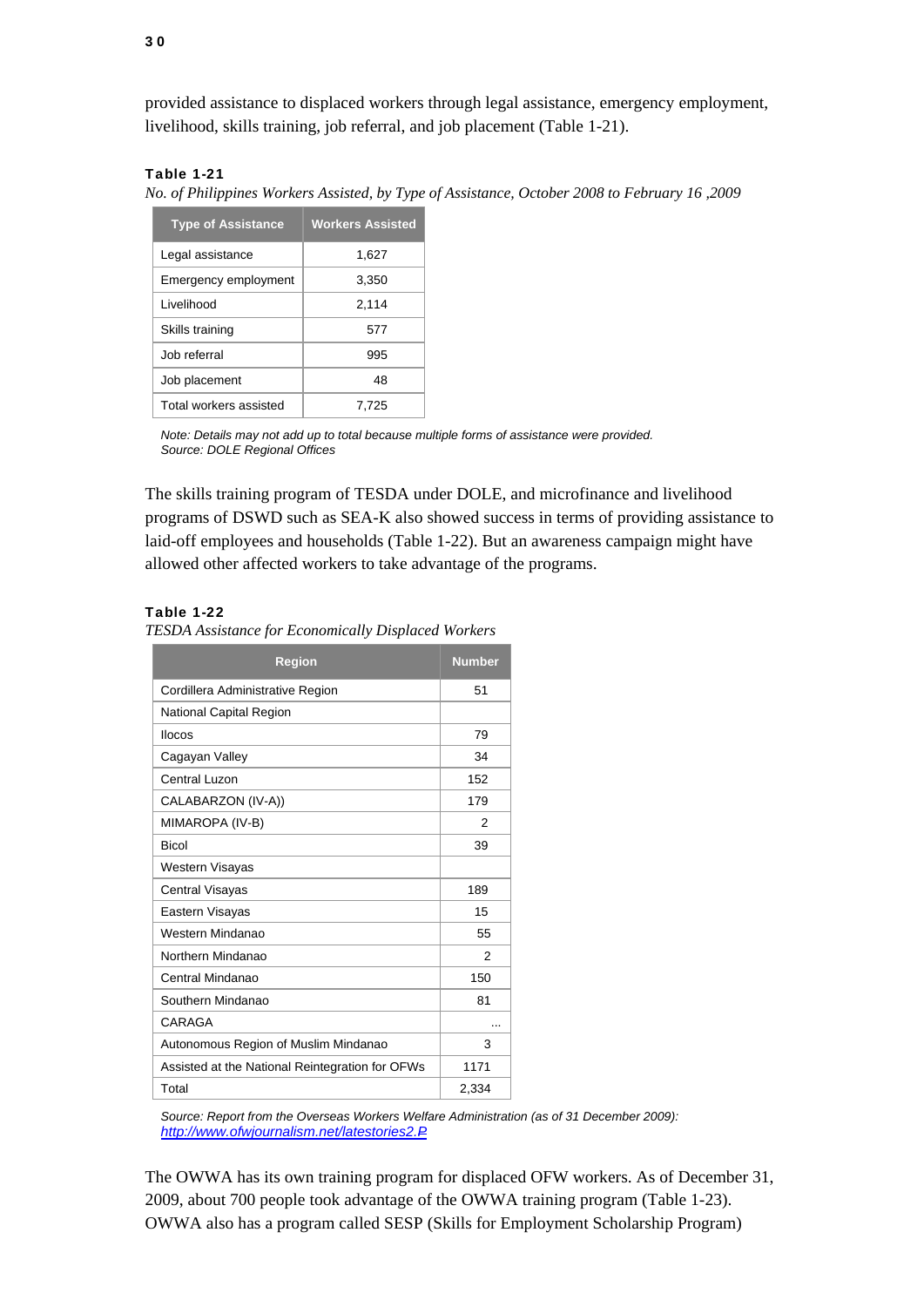provided assistance to displaced workers through legal assistance, emergency employment, livelihood, skills training, job referral, and job placement (Table 1-21).

**Table 1-21**

*No. of Philippines Workers Assisted, by Type of Assistance, October 2008 to February 16 ,2009*

| Type of Assistance | Workers Assisted |
|---|---|
| Legal assistance | 1,627 |
| Emergency employment | 3,350 |
| Livelihood | 2,114 |
| Skills training | 577 |
| Job referral | 995 |
| Job placement | 48 |
| Total workers assisted | 7,725 |

*Note: Details may not add up to total because multiple forms of assistance were provided.*
*Source: DOLE Regional Offices*

The skills training program of TESDA under DOLE, and microfinance and livelihood programs of DSWD such as SEA-K also showed success in terms of providing assistance to laid-off employees and households (Table 1-22). But an awareness campaign might have allowed other affected workers to take advantage of the programs.

**Table 1-22**

*TESDA Assistance for Economically Displaced Workers*

| Region | Number |
|---|---|
| Cordillera Administrative Region | 51 |
| National Capital Region | |
| Ilocos | 79 |
| Cagayan Valley | 34 |
| Central Luzon | 152 |
| CALABARZON (IV-A)) | 179 |
| MIMAROPA (IV-B) | 2 |
| Bicol | 39 |
| Western Visayas | |
| Central Visayas | 189 |
| Eastern Visayas | 15 |
| Western Mindanao | 55 |
| Northern Mindanao | 2 |
| Central Mindanao | 150 |
| Southern Mindanao | 81 |
| CARAGA | ... |
| Autonomous Region of Muslim Mindanao | 3 |
| Assisted at the National Reintegration for OFWs | 1171 |
| Total | 2,334 |

*Source: Report from the Overseas Workers Welfare Administration (as of 31 December 2009):* [http://www.ofwjournalism.net/latestories2.P](http://www.ofwjournalism.net/latestories2.P)

The OWWA has its own training program for displaced OFW workers. As of December 31, 2009, about 700 people took advantage of the OWWA training program (Table 1-23). OWWA also has a program called SESP (Skills for Employment Scholarship Program)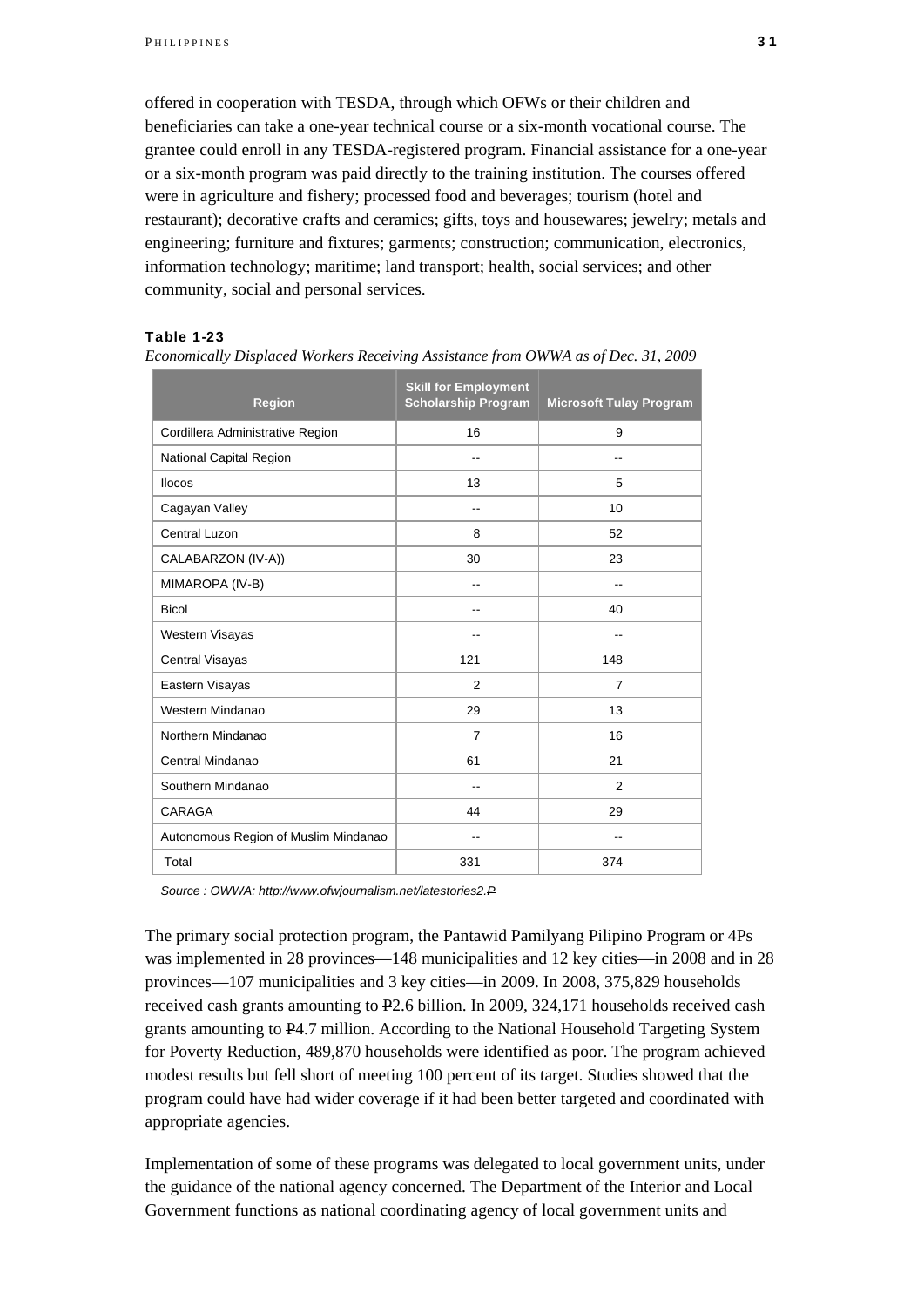offered in cooperation with TESDA, through which OFWs or their children and beneficiaries can take a one-year technical course or a six-month vocational course. The grantee could enroll in any TESDA-registered program. Financial assistance for a one-year or a six-month program was paid directly to the training institution. The courses offered were in agriculture and fishery; processed food and beverages; tourism (hotel and restaurant); decorative crafts and ceramics; gifts, toys and housewares; jewelry; metals and engineering; furniture and fixtures; garments; construction; communication, electronics, information technology; maritime; land transport; health, social services; and other community, social and personal services.

**Table 1-23**

*Economically Displaced Workers Receiving Assistance from OWWA as of Dec. 31, 2009*

| Region | Skill for Employment Scholarship Program | Microsoft Tulay Program |
|---|---|---|
| Cordillera Administrative Region | 16 | 9 |
| National Capital Region | -- | -- |
| Ilocos | 13 | 5 |
| Cagayan Valley | -- | 10 |
| Central Luzon | 8 | 52 |
| CALABARZON (IV-A)) | 30 | 23 |
| MIMAROPA (IV-B) | -- | -- |
| Bicol | -- | 40 |
| Western Visayas | -- | -- |
| Central Visayas | 121 | 148 |
| Eastern Visayas | 2 | 7 |
| Western Mindanao | 29 | 13 |
| Northern Mindanao | 7 | 16 |
| Central Mindanao | 61 | 21 |
| Southern Mindanao | -- | 2 |
| CARAGA | 44 | 29 |
| Autonomous Region of Muslim Mindanao | -- | -- |
| Total | 331 | 374 |

*Source : OWWA: http://www.ofwjournalism.net/latestories2.₱*

The primary social protection program, the Pantawid Pamilyang Pilipino Program or 4Ps was implemented in 28 provinces—148 municipalities and 12 key cities—in 2008 and in 28 provinces—107 municipalities and 3 key cities—in 2009. In 2008, 375,829 households received cash grants amounting to ₱2.6 billion. In 2009, 324,171 households received cash grants amounting to ₱4.7 million. According to the National Household Targeting System for Poverty Reduction, 489,870 households were identified as poor. The program achieved modest results but fell short of meeting 100 percent of its target. Studies showed that the program could have had wider coverage if it had been better targeted and coordinated with appropriate agencies.

Implementation of some of these programs was delegated to local government units, under the guidance of the national agency concerned. The Department of the Interior and Local Government functions as national coordinating agency of local government units and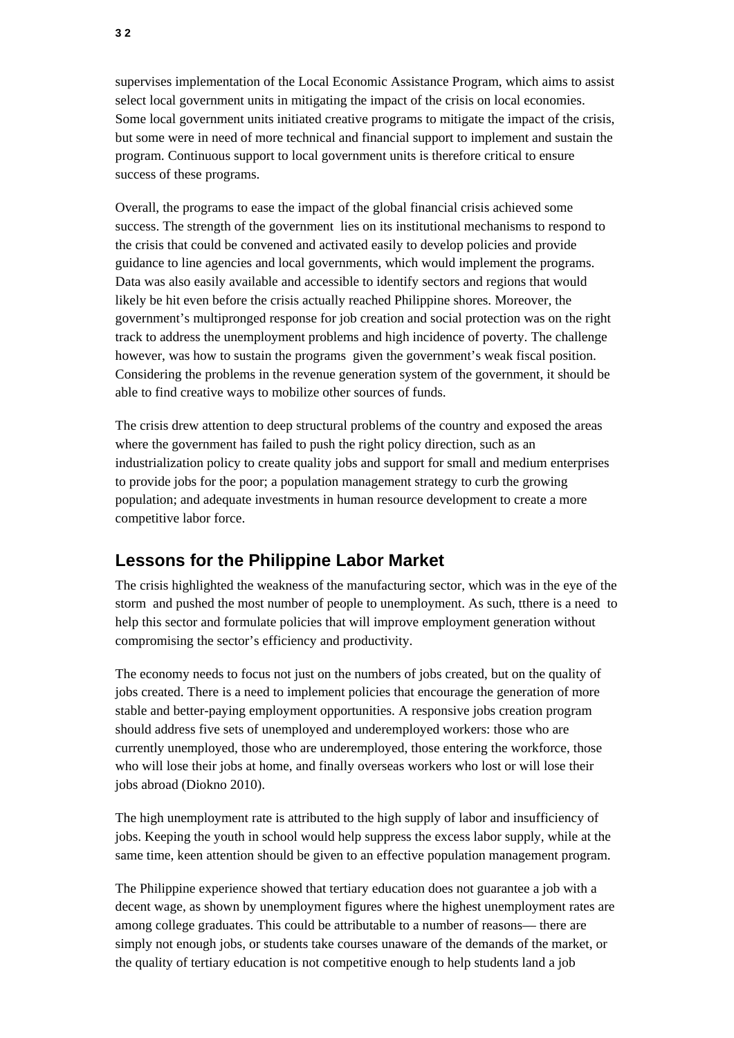supervises implementation of the Local Economic Assistance Program, which aims to assist select local government units in mitigating the impact of the crisis on local economies. Some local government units initiated creative programs to mitigate the impact of the crisis, but some were in need of more technical and financial support to implement and sustain the program. Continuous support to local government units is therefore critical to ensure success of these programs.

Overall, the programs to ease the impact of the global financial crisis achieved some success. The strength of the government lies on its institutional mechanisms to respond to the crisis that could be convened and activated easily to develop policies and provide guidance to line agencies and local governments, which would implement the programs. Data was also easily available and accessible to identify sectors and regions that would likely be hit even before the crisis actually reached Philippine shores. Moreover, the government's multipronged response for job creation and social protection was on the right track to address the unemployment problems and high incidence of poverty. The challenge however, was how to sustain the programs given the government's weak fiscal position. Considering the problems in the revenue generation system of the government, it should be able to find creative ways to mobilize other sources of funds.

The crisis drew attention to deep structural problems of the country and exposed the areas where the government has failed to push the right policy direction, such as an industrialization policy to create quality jobs and support for small and medium enterprises to provide jobs for the poor; a population management strategy to curb the growing population; and adequate investments in human resource development to create a more competitive labor force.

## Lessons for the Philippine Labor Market

The crisis highlighted the weakness of the manufacturing sector, which was in the eye of the storm and pushed the most number of people to unemployment. As such, tthere is a need to help this sector and formulate policies that will improve employment generation without compromising the sector's efficiency and productivity.

The economy needs to focus not just on the numbers of jobs created, but on the quality of jobs created. There is a need to implement policies that encourage the generation of more stable and better-paying employment opportunities. A responsive jobs creation program should address five sets of unemployed and underemployed workers: those who are currently unemployed, those who are underemployed, those entering the workforce, those who will lose their jobs at home, and finally overseas workers who lost or will lose their jobs abroad (Diokno 2010).

The high unemployment rate is attributed to the high supply of labor and insufficiency of jobs. Keeping the youth in school would help suppress the excess labor supply, while at the same time, keen attention should be given to an effective population management program.

The Philippine experience showed that tertiary education does not guarantee a job with a decent wage, as shown by unemployment figures where the highest unemployment rates are among college graduates. This could be attributable to a number of reasons— there are simply not enough jobs, or students take courses unaware of the demands of the market, or the quality of tertiary education is not competitive enough to help students land a job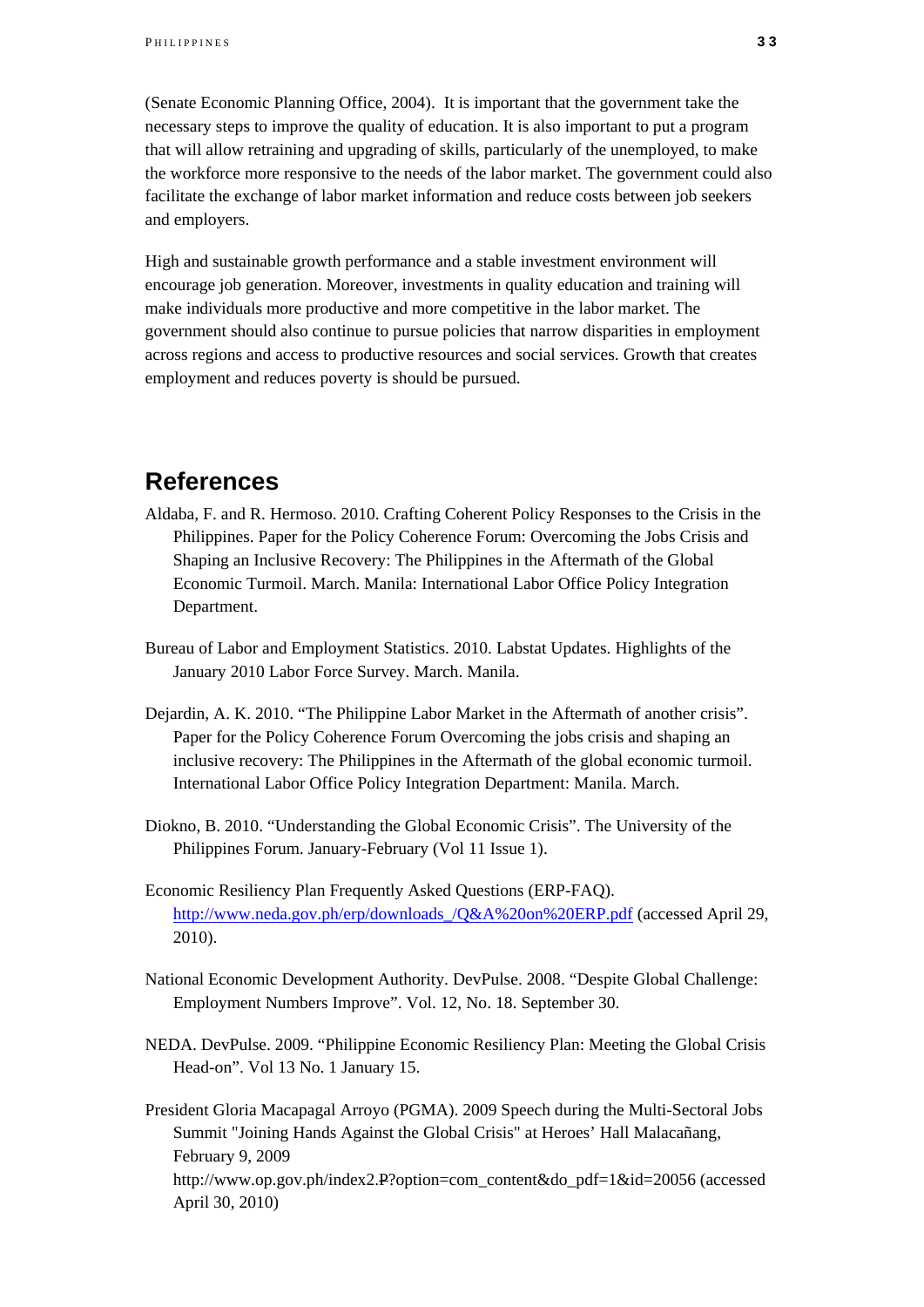(Senate Economic Planning Office, 2004). It is important that the government take the necessary steps to improve the quality of education. It is also important to put a program that will allow retraining and upgrading of skills, particularly of the unemployed, to make the workforce more responsive to the needs of the labor market. The government could also facilitate the exchange of labor market information and reduce costs between job seekers and employers.

High and sustainable growth performance and a stable investment environment will encourage job generation. Moreover, investments in quality education and training will make individuals more productive and more competitive in the labor market. The government should also continue to pursue policies that narrow disparities in employment across regions and access to productive resources and social services. Growth that creates employment and reduces poverty is should be pursued.

## References

Aldaba, F. and R. Hermoso. 2010. Crafting Coherent Policy Responses to the Crisis in the Philippines. Paper for the Policy Coherence Forum: Overcoming the Jobs Crisis and Shaping an Inclusive Recovery: The Philippines in the Aftermath of the Global Economic Turmoil. March. Manila: International Labor Office Policy Integration Department.

Bureau of Labor and Employment Statistics. 2010. Labstat Updates. Highlights of the January 2010 Labor Force Survey. March. Manila.

Dejardin, A. K. 2010. "The Philippine Labor Market in the Aftermath of another crisis". Paper for the Policy Coherence Forum Overcoming the jobs crisis and shaping an inclusive recovery: The Philippines in the Aftermath of the global economic turmoil. International Labor Office Policy Integration Department: Manila. March.

Diokno, B. 2010. "Understanding the Global Economic Crisis". The University of the Philippines Forum. January-February (Vol 11 Issue 1).

Economic Resiliency Plan Frequently Asked Questions (ERP-FAQ). http://www.neda.gov.ph/erp/downloads_/Q&A%20on%20ERP.pdf (accessed April 29, 2010).

National Economic Development Authority. DevPulse. 2008. "Despite Global Challenge: Employment Numbers Improve". Vol. 12, No. 18. September 30.

NEDA. DevPulse. 2009. "Philippine Economic Resiliency Plan: Meeting the Global Crisis Head-on". Vol 13 No. 1 January 15.

President Gloria Macapagal Arroyo (PGMA). 2009 Speech during the Multi-Sectoral Jobs Summit "Joining Hands Against the Global Crisis" at Heroes' Hall Malacañang, February 9, 2009 http://www.op.gov.ph/index2.₱?option=com_content&do_pdf=1&id=20056 (accessed April 30, 2010)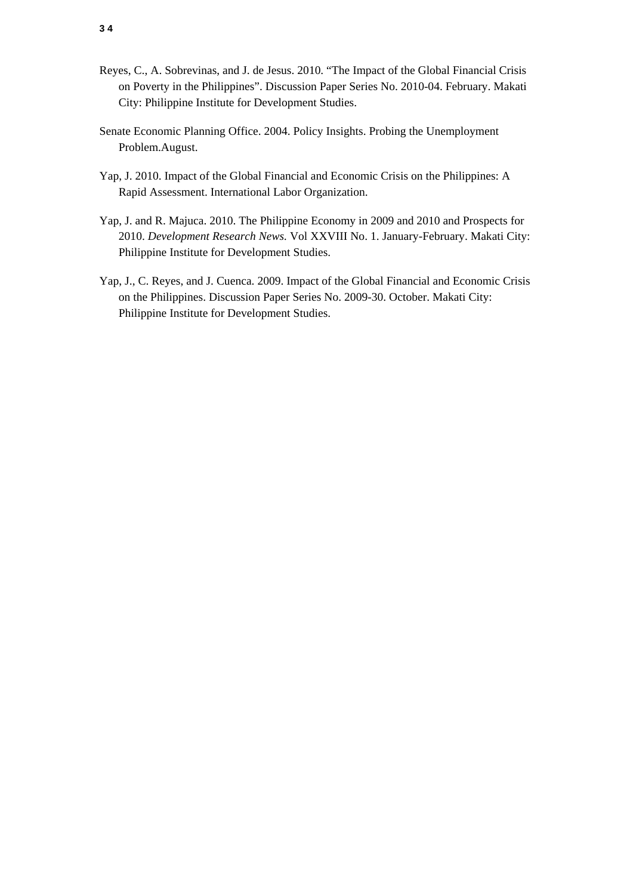Reyes, C., A. Sobrevinas, and J. de Jesus. 2010. "The Impact of the Global Financial Crisis on Poverty in the Philippines". Discussion Paper Series No. 2010-04. February. Makati City: Philippine Institute for Development Studies.

Senate Economic Planning Office. 2004. Policy Insights. Probing the Unemployment Problem.August.

Yap, J. 2010. Impact of the Global Financial and Economic Crisis on the Philippines: A Rapid Assessment. International Labor Organization.

Yap, J. and R. Majuca. 2010. The Philippine Economy in 2009 and 2010 and Prospects for 2010. *Development Research News.* Vol XXVIII No. 1. January-February. Makati City: Philippine Institute for Development Studies.

Yap, J., C. Reyes, and J. Cuenca. 2009. Impact of the Global Financial and Economic Crisis on the Philippines. Discussion Paper Series No. 2009-30. October. Makati City: Philippine Institute for Development Studies.